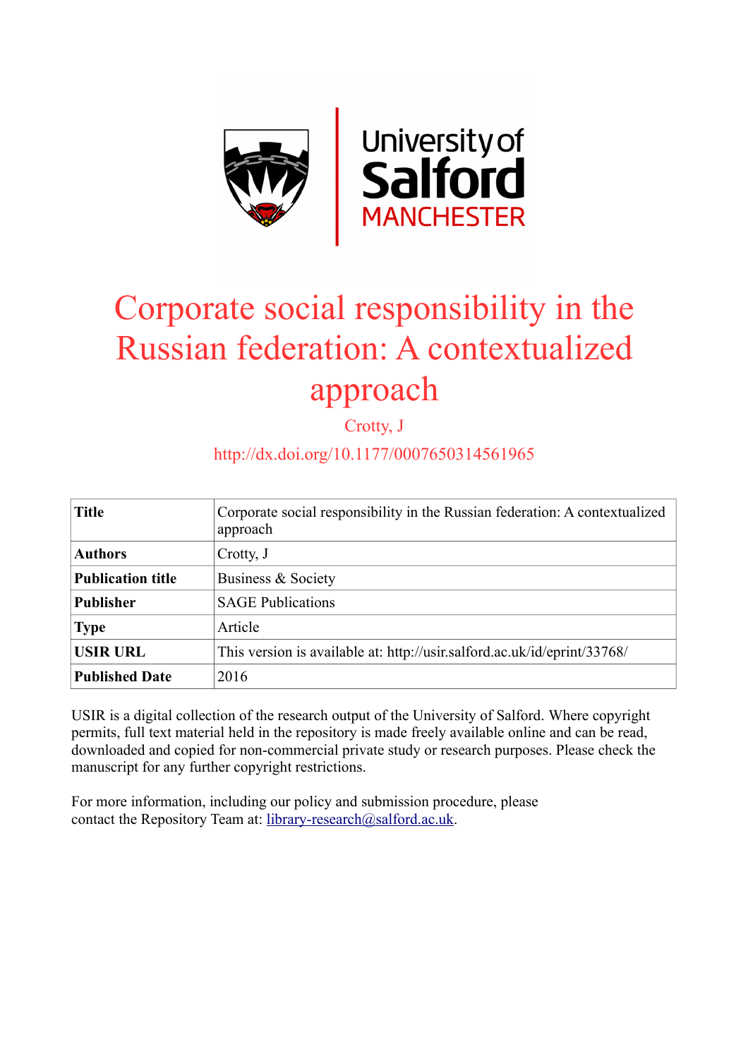# Corporate social responsibility in the Russian federation: A contextualized approach

Crotty, J

http://dx.doi.org/10.1177/0007650314561965

| **Title** | Corporate social responsibility in the Russian federation: A contextualized approach |
|---|---|
| **Authors** | Crotty, J |
| **Publication title** | Business & Society |
| **Publisher** | SAGE Publications |
| **Type** | Article |
| **USIR URL** | This version is available at: http://usir.salford.ac.uk/id/eprint/33768/ |
| **Published Date** | 2016 |

USIR is a digital collection of the research output of the University of Salford. Where copyright permits, full text material held in the repository is made freely available online and can be read, downloaded and copied for non-commercial private study or research purposes. Please check the manuscript for any further copyright restrictions.

For more information, including our policy and submission procedure, please contact the Repository Team at: library-research@salford.ac.uk.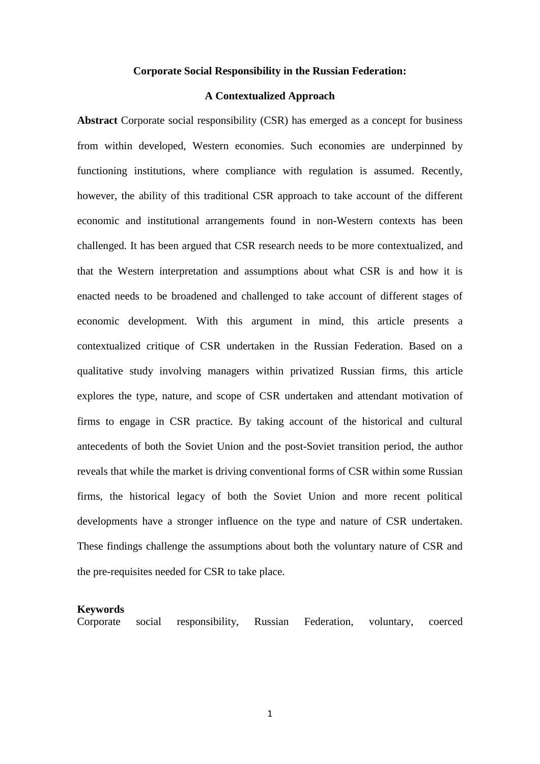**Corporate Social Responsibility in the Russian Federation:**

**A Contextualized Approach**

**Abstract** Corporate social responsibility (CSR) has emerged as a concept for business from within developed, Western economies. Such economies are underpinned by functioning institutions, where compliance with regulation is assumed. Recently, however, the ability of this traditional CSR approach to take account of the different economic and institutional arrangements found in non-Western contexts has been challenged. It has been argued that CSR research needs to be more contextualized, and that the Western interpretation and assumptions about what CSR is and how it is enacted needs to be broadened and challenged to take account of different stages of economic development. With this argument in mind, this article presents a contextualized critique of CSR undertaken in the Russian Federation. Based on a qualitative study involving managers within privatized Russian firms, this article explores the type, nature, and scope of CSR undertaken and attendant motivation of firms to engage in CSR practice. By taking account of the historical and cultural antecedents of both the Soviet Union and the post-Soviet transition period, the author reveals that while the market is driving conventional forms of CSR within some Russian firms, the historical legacy of both the Soviet Union and more recent political developments have a stronger influence on the type and nature of CSR undertaken. These findings challenge the assumptions about both the voluntary nature of CSR and the pre-requisites needed for CSR to take place.

**Keywords**
Corporate social responsibility, Russian Federation, voluntary, coerced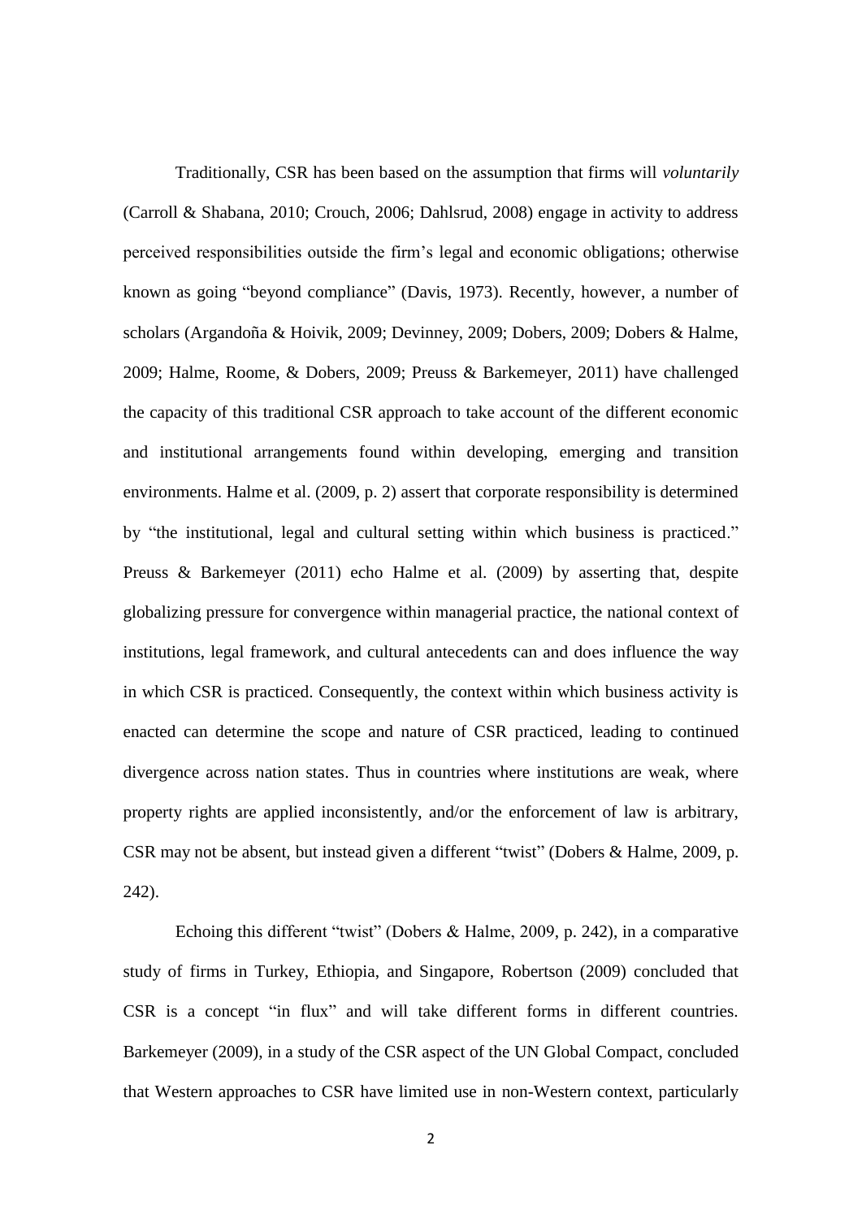Traditionally, CSR has been based on the assumption that firms will *voluntarily* (Carroll & Shabana, 2010; Crouch, 2006; Dahlsrud, 2008) engage in activity to address perceived responsibilities outside the firm's legal and economic obligations; otherwise known as going "beyond compliance" (Davis, 1973). Recently, however, a number of scholars (Argandoña & Hoivik, 2009; Devinney, 2009; Dobers, 2009; Dobers & Halme, 2009; Halme, Roome, & Dobers, 2009; Preuss & Barkemeyer, 2011) have challenged the capacity of this traditional CSR approach to take account of the different economic and institutional arrangements found within developing, emerging and transition environments. Halme et al. (2009, p. 2) assert that corporate responsibility is determined by "the institutional, legal and cultural setting within which business is practiced." Preuss & Barkemeyer (2011) echo Halme et al. (2009) by asserting that, despite globalizing pressure for convergence within managerial practice, the national context of institutions, legal framework, and cultural antecedents can and does influence the way in which CSR is practiced. Consequently, the context within which business activity is enacted can determine the scope and nature of CSR practiced, leading to continued divergence across nation states. Thus in countries where institutions are weak, where property rights are applied inconsistently, and/or the enforcement of law is arbitrary, CSR may not be absent, but instead given a different "twist" (Dobers & Halme, 2009, p. 242).

Echoing this different "twist" (Dobers & Halme, 2009, p. 242), in a comparative study of firms in Turkey, Ethiopia, and Singapore, Robertson (2009) concluded that CSR is a concept "in flux" and will take different forms in different countries. Barkemeyer (2009), in a study of the CSR aspect of the UN Global Compact, concluded that Western approaches to CSR have limited use in non-Western context, particularly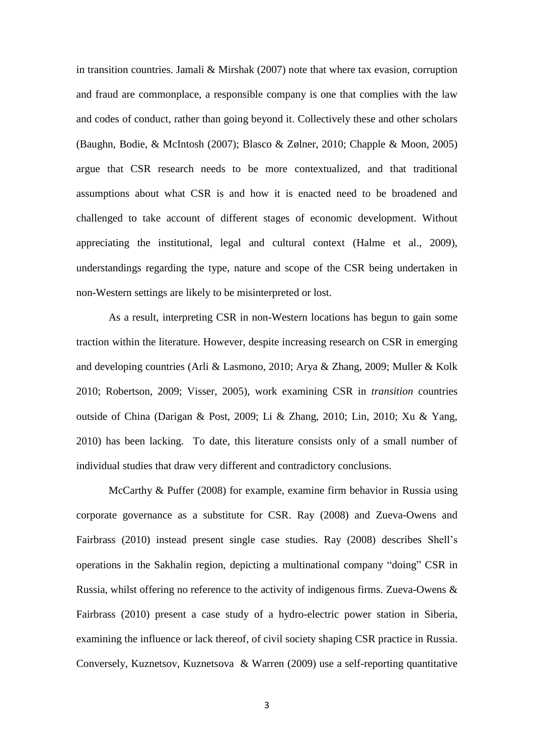in transition countries. Jamali & Mirshak (2007) note that where tax evasion, corruption and fraud are commonplace, a responsible company is one that complies with the law and codes of conduct, rather than going beyond it. Collectively these and other scholars (Baughn, Bodie, & McIntosh (2007); Blasco & Zølner, 2010; Chapple & Moon, 2005) argue that CSR research needs to be more contextualized, and that traditional assumptions about what CSR is and how it is enacted need to be broadened and challenged to take account of different stages of economic development. Without appreciating the institutional, legal and cultural context (Halme et al., 2009), understandings regarding the type, nature and scope of the CSR being undertaken in non-Western settings are likely to be misinterpreted or lost.

As a result, interpreting CSR in non-Western locations has begun to gain some traction within the literature. However, despite increasing research on CSR in emerging and developing countries (Arli & Lasmono, 2010; Arya & Zhang, 2009; Muller & Kolk 2010; Robertson, 2009; Visser, 2005), work examining CSR in *transition* countries outside of China (Darigan & Post, 2009; Li & Zhang, 2010; Lin, 2010; Xu & Yang, 2010) has been lacking. To date, this literature consists only of a small number of individual studies that draw very different and contradictory conclusions.

McCarthy & Puffer (2008) for example, examine firm behavior in Russia using corporate governance as a substitute for CSR. Ray (2008) and Zueva-Owens and Fairbrass (2010) instead present single case studies. Ray (2008) describes Shell's operations in the Sakhalin region, depicting a multinational company "doing" CSR in Russia, whilst offering no reference to the activity of indigenous firms. Zueva-Owens & Fairbrass (2010) present a case study of a hydro-electric power station in Siberia, examining the influence or lack thereof, of civil society shaping CSR practice in Russia. Conversely, Kuznetsov, Kuznetsova & Warren (2009) use a self-reporting quantitative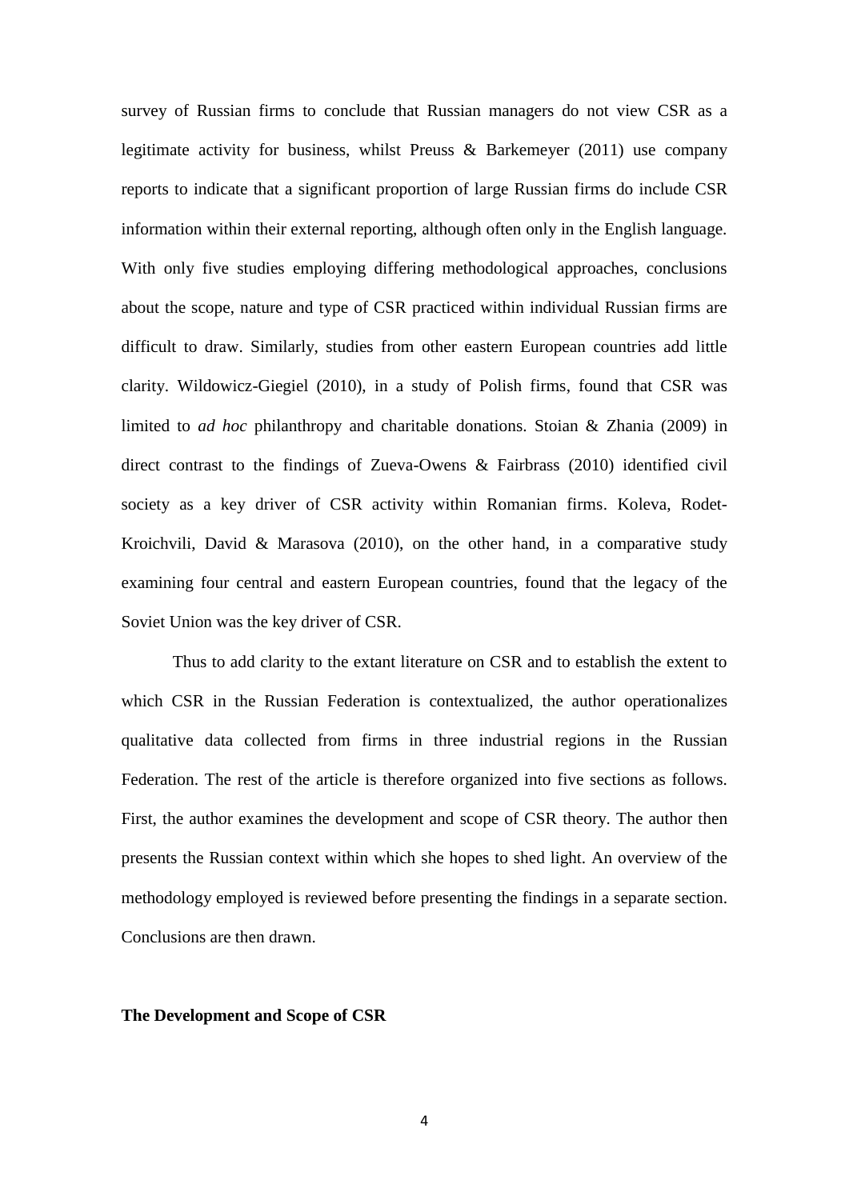survey of Russian firms to conclude that Russian managers do not view CSR as a legitimate activity for business, whilst Preuss & Barkemeyer (2011) use company reports to indicate that a significant proportion of large Russian firms do include CSR information within their external reporting, although often only in the English language. With only five studies employing differing methodological approaches, conclusions about the scope, nature and type of CSR practiced within individual Russian firms are difficult to draw. Similarly, studies from other eastern European countries add little clarity. Wildowicz-Giegiel (2010), in a study of Polish firms, found that CSR was limited to *ad hoc* philanthropy and charitable donations. Stoian & Zhania (2009) in direct contrast to the findings of Zueva-Owens & Fairbrass (2010) identified civil society as a key driver of CSR activity within Romanian firms. Koleva, Rodet-Kroichvili, David & Marasova (2010), on the other hand, in a comparative study examining four central and eastern European countries, found that the legacy of the Soviet Union was the key driver of CSR.

Thus to add clarity to the extant literature on CSR and to establish the extent to which CSR in the Russian Federation is contextualized, the author operationalizes qualitative data collected from firms in three industrial regions in the Russian Federation. The rest of the article is therefore organized into five sections as follows. First, the author examines the development and scope of CSR theory. The author then presents the Russian context within which she hopes to shed light. An overview of the methodology employed is reviewed before presenting the findings in a separate section. Conclusions are then drawn.

**The Development and Scope of CSR**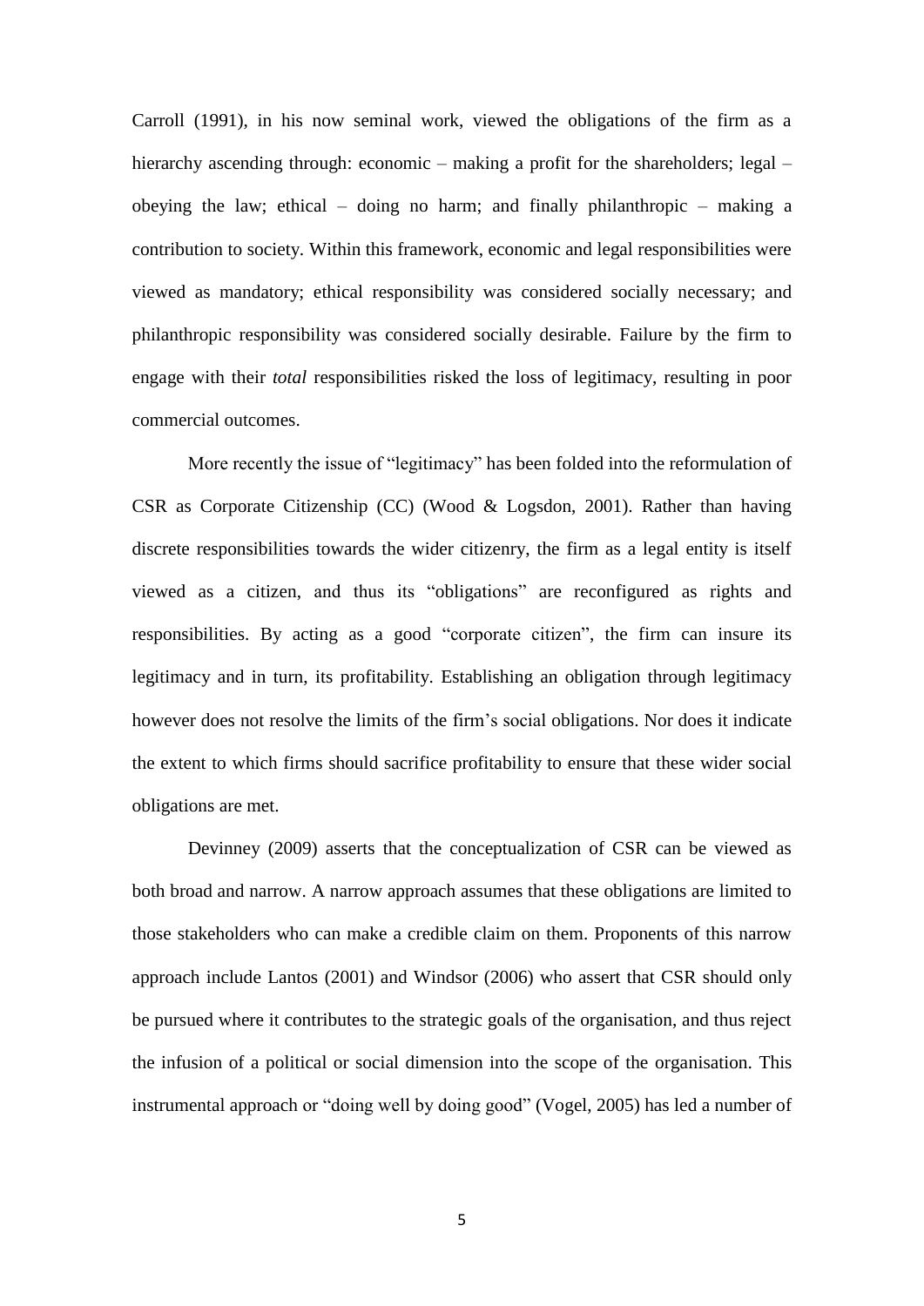Carroll (1991), in his now seminal work, viewed the obligations of the firm as a hierarchy ascending through: economic – making a profit for the shareholders; legal – obeying the law; ethical – doing no harm; and finally philanthropic – making a contribution to society. Within this framework, economic and legal responsibilities were viewed as mandatory; ethical responsibility was considered socially necessary; and philanthropic responsibility was considered socially desirable. Failure by the firm to engage with their *total* responsibilities risked the loss of legitimacy, resulting in poor commercial outcomes.

More recently the issue of "legitimacy" has been folded into the reformulation of CSR as Corporate Citizenship (CC) (Wood & Logsdon, 2001). Rather than having discrete responsibilities towards the wider citizenry, the firm as a legal entity is itself viewed as a citizen, and thus its "obligations" are reconfigured as rights and responsibilities. By acting as a good "corporate citizen", the firm can insure its legitimacy and in turn, its profitability. Establishing an obligation through legitimacy however does not resolve the limits of the firm's social obligations. Nor does it indicate the extent to which firms should sacrifice profitability to ensure that these wider social obligations are met.

Devinney (2009) asserts that the conceptualization of CSR can be viewed as both broad and narrow. A narrow approach assumes that these obligations are limited to those stakeholders who can make a credible claim on them. Proponents of this narrow approach include Lantos (2001) and Windsor (2006) who assert that CSR should only be pursued where it contributes to the strategic goals of the organisation, and thus reject the infusion of a political or social dimension into the scope of the organisation. This instrumental approach or "doing well by doing good" (Vogel, 2005) has led a number of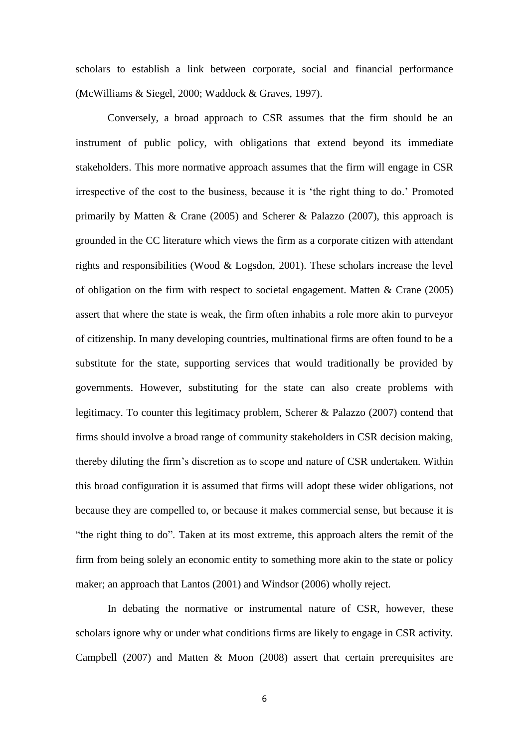scholars to establish a link between corporate, social and financial performance (McWilliams & Siegel, 2000; Waddock & Graves, 1997).

Conversely, a broad approach to CSR assumes that the firm should be an instrument of public policy, with obligations that extend beyond its immediate stakeholders. This more normative approach assumes that the firm will engage in CSR irrespective of the cost to the business, because it is 'the right thing to do.' Promoted primarily by Matten & Crane (2005) and Scherer & Palazzo (2007), this approach is grounded in the CC literature which views the firm as a corporate citizen with attendant rights and responsibilities (Wood & Logsdon, 2001). These scholars increase the level of obligation on the firm with respect to societal engagement. Matten & Crane (2005) assert that where the state is weak, the firm often inhabits a role more akin to purveyor of citizenship. In many developing countries, multinational firms are often found to be a substitute for the state, supporting services that would traditionally be provided by governments. However, substituting for the state can also create problems with legitimacy. To counter this legitimacy problem, Scherer & Palazzo (2007) contend that firms should involve a broad range of community stakeholders in CSR decision making, thereby diluting the firm's discretion as to scope and nature of CSR undertaken. Within this broad configuration it is assumed that firms will adopt these wider obligations, not because they are compelled to, or because it makes commercial sense, but because it is "the right thing to do". Taken at its most extreme, this approach alters the remit of the firm from being solely an economic entity to something more akin to the state or policy maker; an approach that Lantos (2001) and Windsor (2006) wholly reject.

In debating the normative or instrumental nature of CSR, however, these scholars ignore why or under what conditions firms are likely to engage in CSR activity. Campbell (2007) and Matten & Moon (2008) assert that certain prerequisites are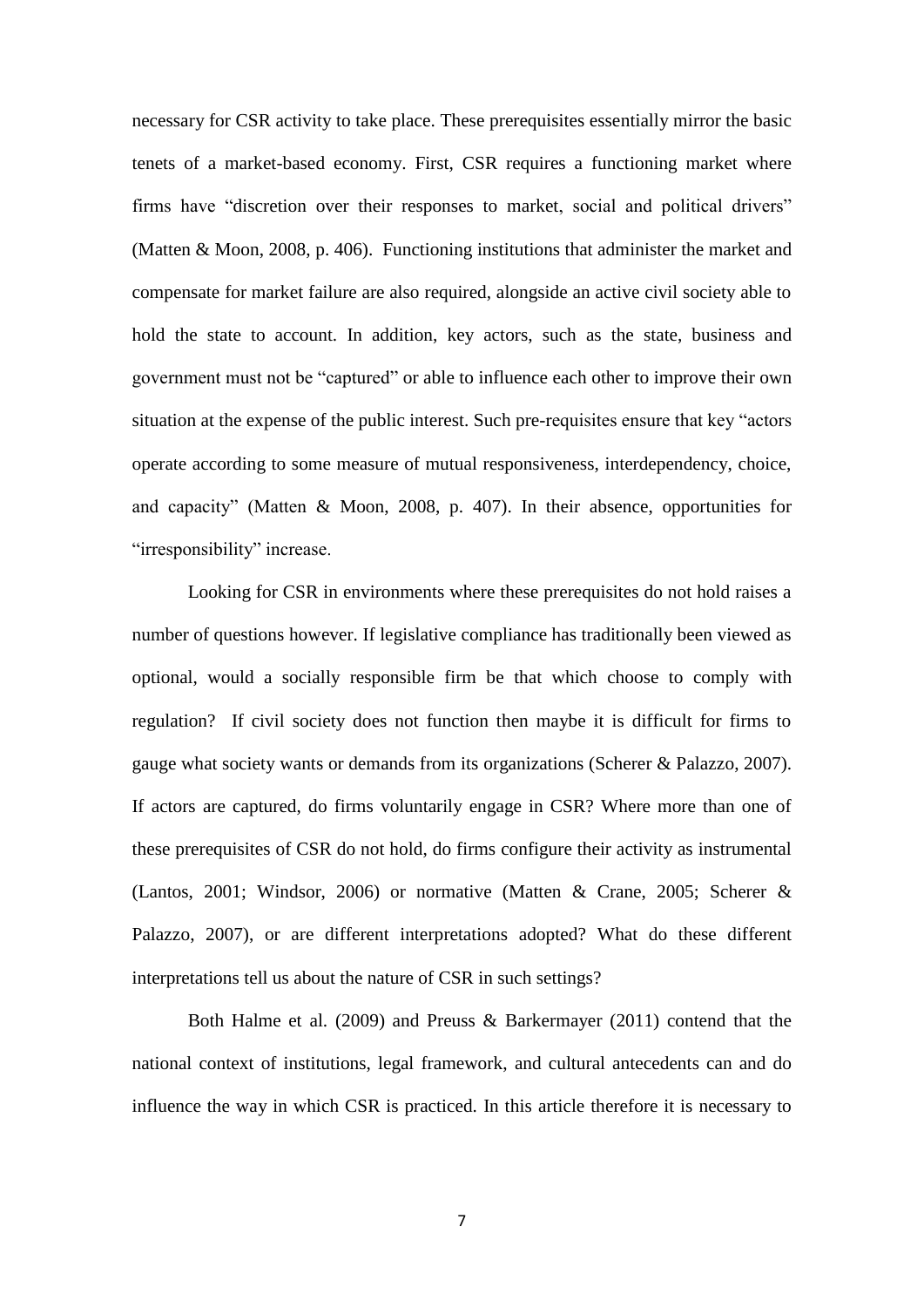necessary for CSR activity to take place. These prerequisites essentially mirror the basic tenets of a market-based economy. First, CSR requires a functioning market where firms have "discretion over their responses to market, social and political drivers" (Matten & Moon, 2008, p. 406). Functioning institutions that administer the market and compensate for market failure are also required, alongside an active civil society able to hold the state to account. In addition, key actors, such as the state, business and government must not be "captured" or able to influence each other to improve their own situation at the expense of the public interest. Such pre-requisites ensure that key "actors operate according to some measure of mutual responsiveness, interdependency, choice, and capacity" (Matten & Moon, 2008, p. 407). In their absence, opportunities for "irresponsibility" increase.

Looking for CSR in environments where these prerequisites do not hold raises a number of questions however. If legislative compliance has traditionally been viewed as optional, would a socially responsible firm be that which choose to comply with regulation? If civil society does not function then maybe it is difficult for firms to gauge what society wants or demands from its organizations (Scherer & Palazzo, 2007). If actors are captured, do firms voluntarily engage in CSR? Where more than one of these prerequisites of CSR do not hold, do firms configure their activity as instrumental (Lantos, 2001; Windsor, 2006) or normative (Matten & Crane, 2005; Scherer & Palazzo, 2007), or are different interpretations adopted? What do these different interpretations tell us about the nature of CSR in such settings?

Both Halme et al. (2009) and Preuss & Barkermayer (2011) contend that the national context of institutions, legal framework, and cultural antecedents can and do influence the way in which CSR is practiced. In this article therefore it is necessary to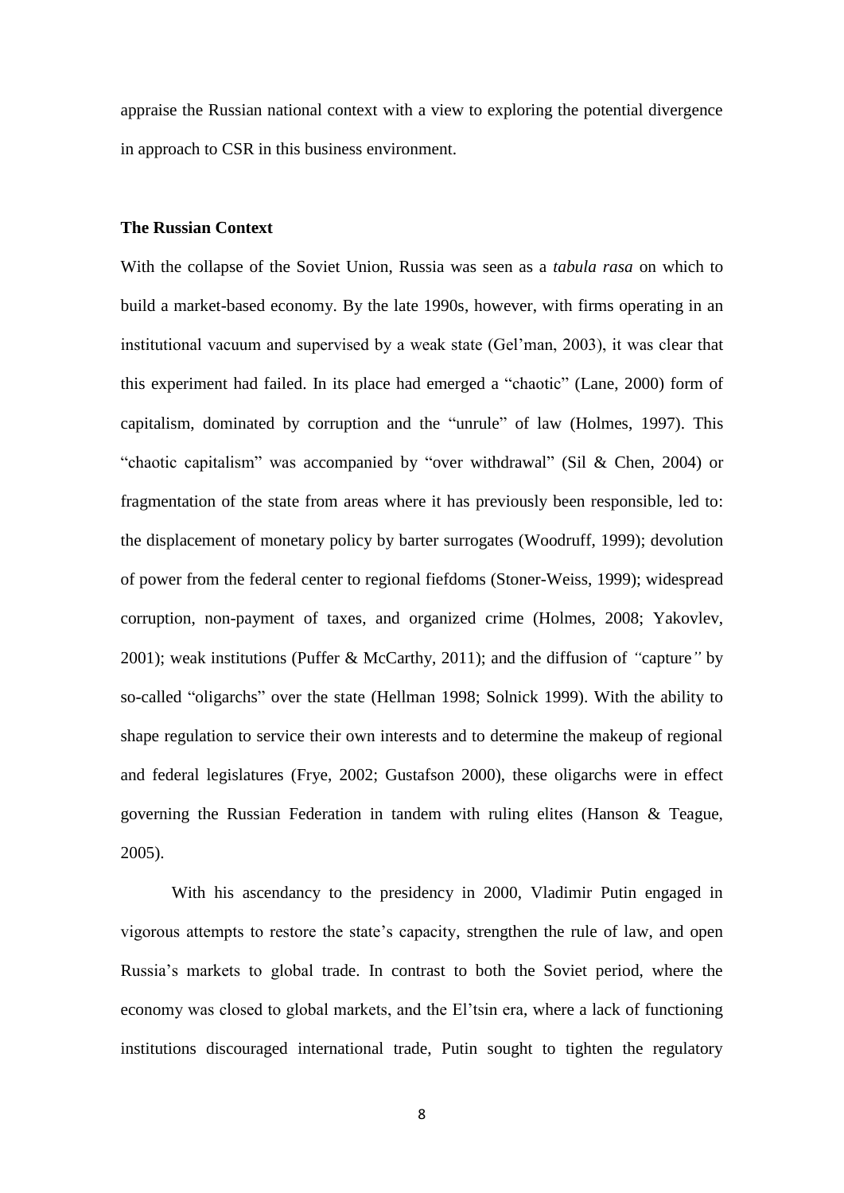appraise the Russian national context with a view to exploring the potential divergence in approach to CSR in this business environment.

**The Russian Context**

With the collapse of the Soviet Union, Russia was seen as a *tabula rasa* on which to build a market-based economy. By the late 1990s, however, with firms operating in an institutional vacuum and supervised by a weak state (Gel'man, 2003), it was clear that this experiment had failed. In its place had emerged a "chaotic" (Lane, 2000) form of capitalism, dominated by corruption and the "unrule" of law (Holmes, 1997). This "chaotic capitalism" was accompanied by "over withdrawal" (Sil & Chen, 2004) or fragmentation of the state from areas where it has previously been responsible, led to: the displacement of monetary policy by barter surrogates (Woodruff, 1999); devolution of power from the federal center to regional fiefdoms (Stoner-Weiss, 1999); widespread corruption, non-payment of taxes, and organized crime (Holmes, 2008; Yakovlev, 2001); weak institutions (Puffer & McCarthy, 2011); and the diffusion of *"*capture*"* by so-called "oligarchs" over the state (Hellman 1998; Solnick 1999). With the ability to shape regulation to service their own interests and to determine the makeup of regional and federal legislatures (Frye, 2002; Gustafson 2000), these oligarchs were in effect governing the Russian Federation in tandem with ruling elites (Hanson & Teague, 2005).

With his ascendancy to the presidency in 2000, Vladimir Putin engaged in vigorous attempts to restore the state's capacity, strengthen the rule of law, and open Russia's markets to global trade. In contrast to both the Soviet period, where the economy was closed to global markets, and the El'tsin era, where a lack of functioning institutions discouraged international trade, Putin sought to tighten the regulatory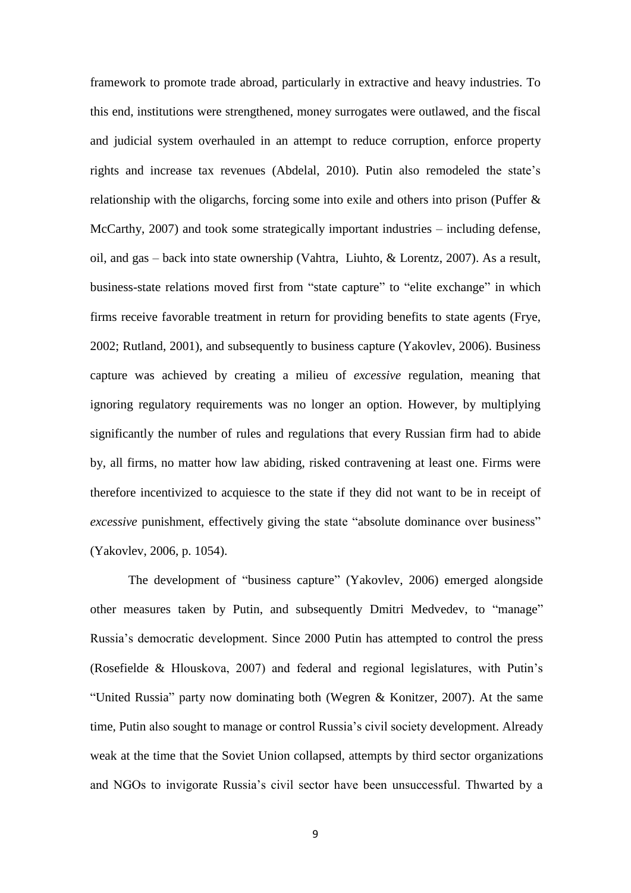framework to promote trade abroad, particularly in extractive and heavy industries. To this end, institutions were strengthened, money surrogates were outlawed, and the fiscal and judicial system overhauled in an attempt to reduce corruption, enforce property rights and increase tax revenues (Abdelal, 2010). Putin also remodeled the state's relationship with the oligarchs, forcing some into exile and others into prison (Puffer & McCarthy, 2007) and took some strategically important industries – including defense, oil, and gas – back into state ownership (Vahtra, Liuhto, & Lorentz, 2007). As a result, business-state relations moved first from "state capture" to "elite exchange" in which firms receive favorable treatment in return for providing benefits to state agents (Frye, 2002; Rutland, 2001), and subsequently to business capture (Yakovlev, 2006). Business capture was achieved by creating a milieu of *excessive* regulation, meaning that ignoring regulatory requirements was no longer an option. However, by multiplying significantly the number of rules and regulations that every Russian firm had to abide by, all firms, no matter how law abiding, risked contravening at least one. Firms were therefore incentivized to acquiesce to the state if they did not want to be in receipt of *excessive* punishment, effectively giving the state "absolute dominance over business" (Yakovlev, 2006, p. 1054).

The development of "business capture" (Yakovlev, 2006) emerged alongside other measures taken by Putin, and subsequently Dmitri Medvedev, to "manage" Russia's democratic development. Since 2000 Putin has attempted to control the press (Rosefielde & Hlouskova, 2007) and federal and regional legislatures, with Putin's "United Russia" party now dominating both (Wegren & Konitzer, 2007). At the same time, Putin also sought to manage or control Russia's civil society development. Already weak at the time that the Soviet Union collapsed, attempts by third sector organizations and NGOs to invigorate Russia's civil sector have been unsuccessful. Thwarted by a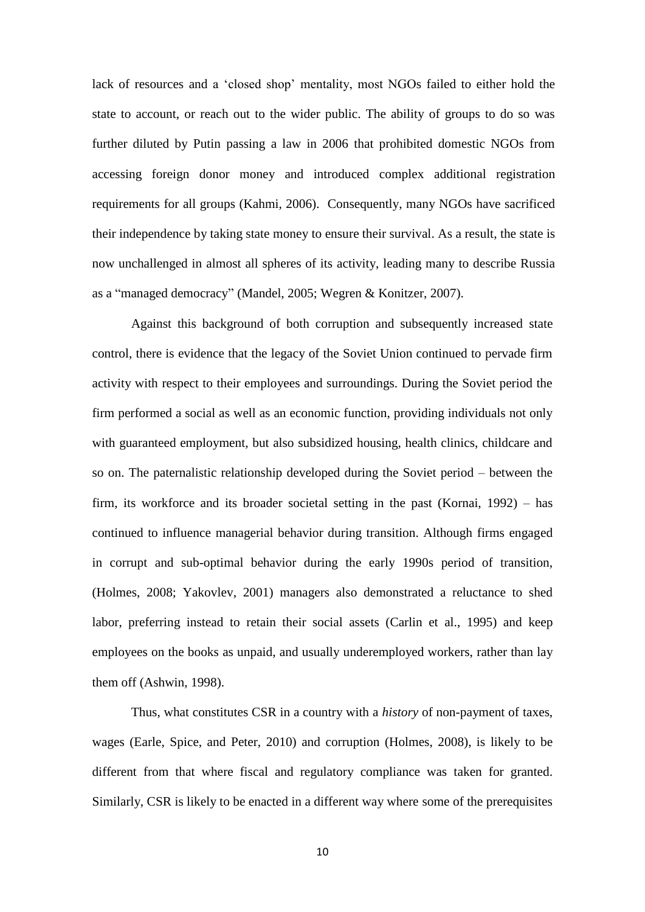lack of resources and a 'closed shop' mentality, most NGOs failed to either hold the state to account, or reach out to the wider public. The ability of groups to do so was further diluted by Putin passing a law in 2006 that prohibited domestic NGOs from accessing foreign donor money and introduced complex additional registration requirements for all groups (Kahmi, 2006). Consequently, many NGOs have sacrificed their independence by taking state money to ensure their survival. As a result, the state is now unchallenged in almost all spheres of its activity, leading many to describe Russia as a "managed democracy" (Mandel, 2005; Wegren & Konitzer, 2007).

Against this background of both corruption and subsequently increased state control, there is evidence that the legacy of the Soviet Union continued to pervade firm activity with respect to their employees and surroundings. During the Soviet period the firm performed a social as well as an economic function, providing individuals not only with guaranteed employment, but also subsidized housing, health clinics, childcare and so on. The paternalistic relationship developed during the Soviet period – between the firm, its workforce and its broader societal setting in the past (Kornai, 1992) – has continued to influence managerial behavior during transition. Although firms engaged in corrupt and sub-optimal behavior during the early 1990s period of transition, (Holmes, 2008; Yakovlev, 2001) managers also demonstrated a reluctance to shed labor, preferring instead to retain their social assets (Carlin et al., 1995) and keep employees on the books as unpaid, and usually underemployed workers, rather than lay them off (Ashwin, 1998).

Thus, what constitutes CSR in a country with a *history* of non-payment of taxes, wages (Earle, Spice, and Peter, 2010) and corruption (Holmes, 2008), is likely to be different from that where fiscal and regulatory compliance was taken for granted. Similarly, CSR is likely to be enacted in a different way where some of the prerequisites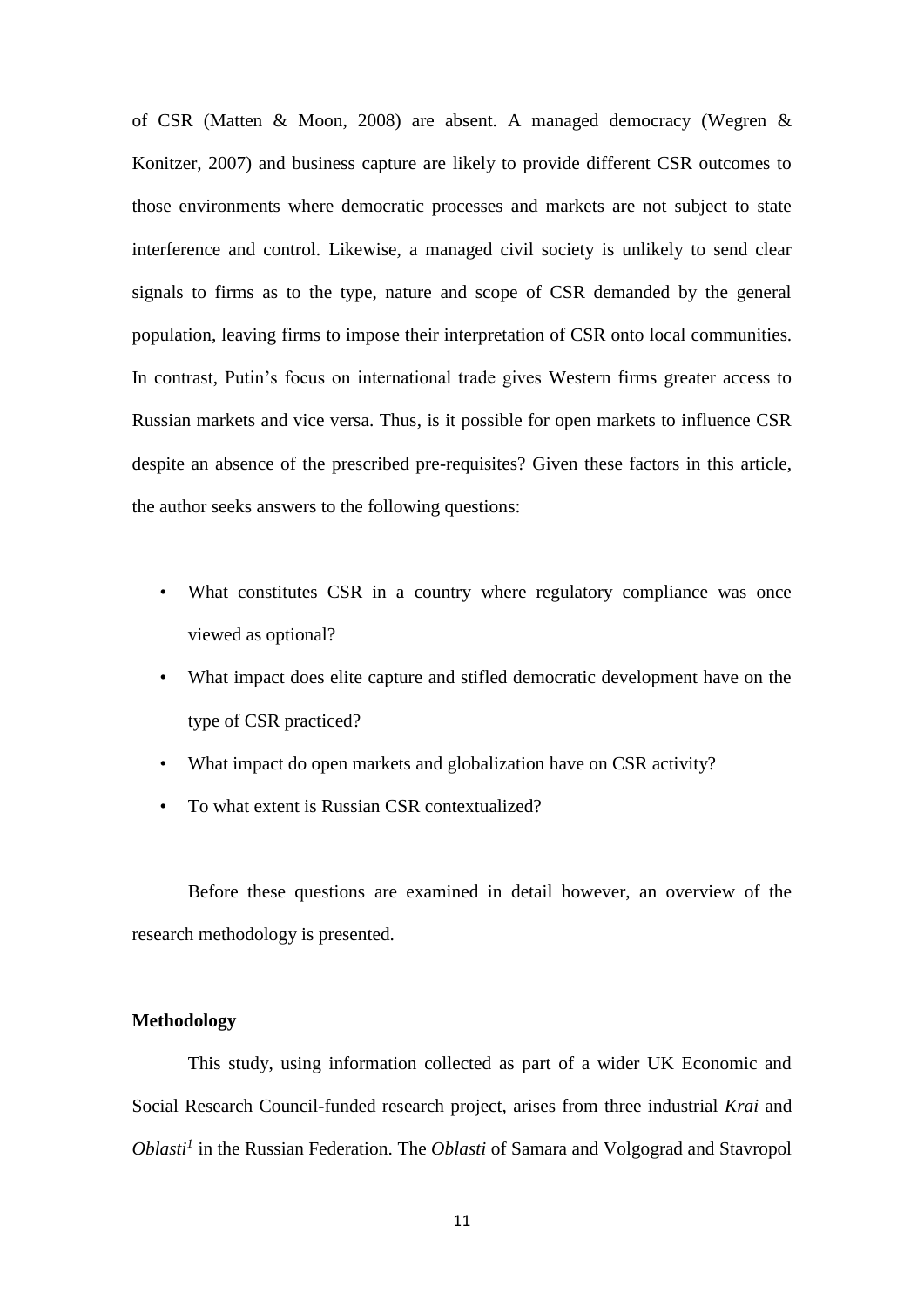of CSR (Matten & Moon, 2008) are absent. A managed democracy (Wegren & Konitzer, 2007) and business capture are likely to provide different CSR outcomes to those environments where democratic processes and markets are not subject to state interference and control. Likewise, a managed civil society is unlikely to send clear signals to firms as to the type, nature and scope of CSR demanded by the general population, leaving firms to impose their interpretation of CSR onto local communities. In contrast, Putin's focus on international trade gives Western firms greater access to Russian markets and vice versa. Thus, is it possible for open markets to influence CSR despite an absence of the prescribed pre-requisites? Given these factors in this article, the author seeks answers to the following questions:

- What constitutes CSR in a country where regulatory compliance was once viewed as optional?
- What impact does elite capture and stifled democratic development have on the type of CSR practiced?
- What impact do open markets and globalization have on CSR activity?
- To what extent is Russian CSR contextualized?

Before these questions are examined in detail however, an overview of the research methodology is presented.

**Methodology**

This study, using information collected as part of a wider UK Economic and Social Research Council-funded research project, arises from three industrial *Krai* and *Oblasti*[1] in the Russian Federation. The *Oblasti* of Samara and Volgograd and Stavropol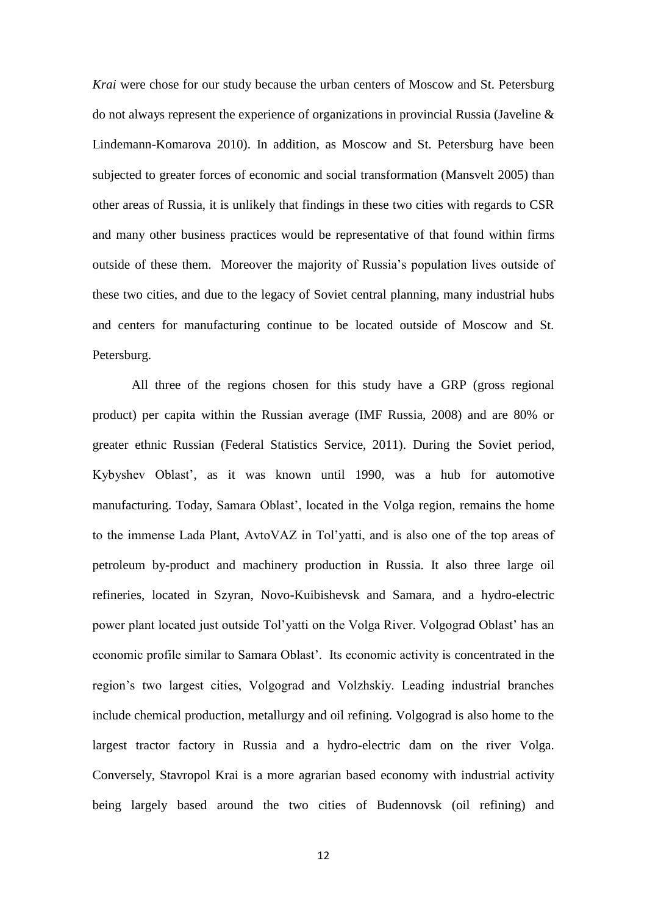*Krai* were chose for our study because the urban centers of Moscow and St. Petersburg do not always represent the experience of organizations in provincial Russia (Javeline & Lindemann-Komarova 2010). In addition, as Moscow and St. Petersburg have been subjected to greater forces of economic and social transformation (Mansvelt 2005) than other areas of Russia, it is unlikely that findings in these two cities with regards to CSR and many other business practices would be representative of that found within firms outside of these them. Moreover the majority of Russia's population lives outside of these two cities, and due to the legacy of Soviet central planning, many industrial hubs and centers for manufacturing continue to be located outside of Moscow and St. Petersburg.

All three of the regions chosen for this study have a GRP (gross regional product) per capita within the Russian average (IMF Russia, 2008) and are 80% or greater ethnic Russian (Federal Statistics Service, 2011). During the Soviet period, Kybyshev Oblast', as it was known until 1990, was a hub for automotive manufacturing. Today, Samara Oblast', located in the Volga region, remains the home to the immense Lada Plant, AvtoVAZ in Tol'yatti, and is also one of the top areas of petroleum by-product and machinery production in Russia. It also three large oil refineries, located in Szyran, Novo-Kuibishevsk and Samara, and a hydro-electric power plant located just outside Tol'yatti on the Volga River. Volgograd Oblast' has an economic profile similar to Samara Oblast'. Its economic activity is concentrated in the region's two largest cities, Volgograd and Volzhskiy. Leading industrial branches include chemical production, metallurgy and oil refining. Volgograd is also home to the largest tractor factory in Russia and a hydro-electric dam on the river Volga. Conversely, Stavropol Krai is a more agrarian based economy with industrial activity being largely based around the two cities of Budennovsk (oil refining) and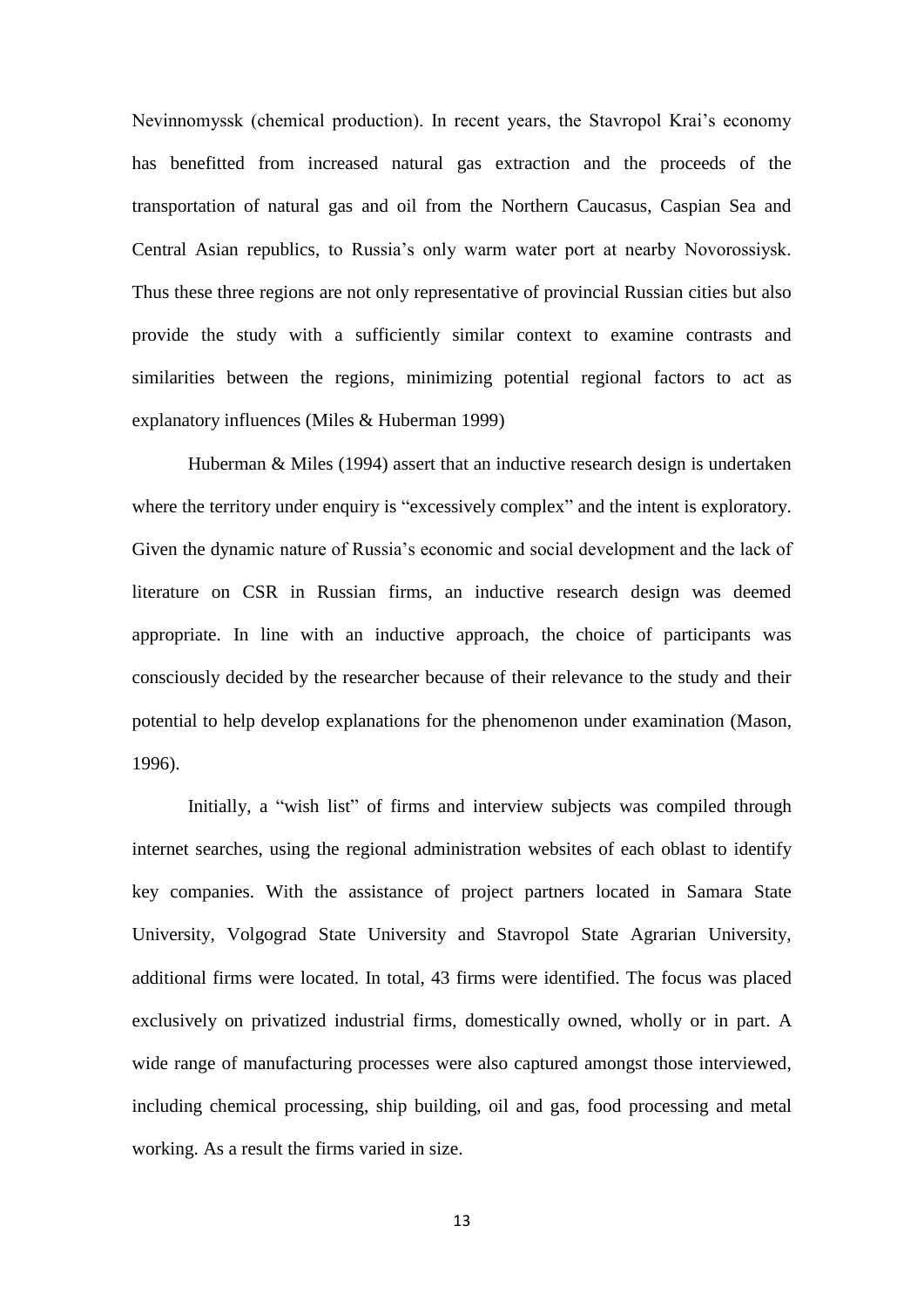Nevinnomyssk (chemical production). In recent years, the Stavropol Krai's economy has benefitted from increased natural gas extraction and the proceeds of the transportation of natural gas and oil from the Northern Caucasus, Caspian Sea and Central Asian republics, to Russia's only warm water port at nearby Novorossiysk. Thus these three regions are not only representative of provincial Russian cities but also provide the study with a sufficiently similar context to examine contrasts and similarities between the regions, minimizing potential regional factors to act as explanatory influences (Miles & Huberman 1999)

Huberman & Miles (1994) assert that an inductive research design is undertaken where the territory under enquiry is "excessively complex" and the intent is exploratory. Given the dynamic nature of Russia's economic and social development and the lack of literature on CSR in Russian firms, an inductive research design was deemed appropriate. In line with an inductive approach, the choice of participants was consciously decided by the researcher because of their relevance to the study and their potential to help develop explanations for the phenomenon under examination (Mason, 1996).

Initially, a "wish list" of firms and interview subjects was compiled through internet searches, using the regional administration websites of each oblast to identify key companies. With the assistance of project partners located in Samara State University, Volgograd State University and Stavropol State Agrarian University, additional firms were located. In total, 43 firms were identified. The focus was placed exclusively on privatized industrial firms, domestically owned, wholly or in part. A wide range of manufacturing processes were also captured amongst those interviewed, including chemical processing, ship building, oil and gas, food processing and metal working. As a result the firms varied in size.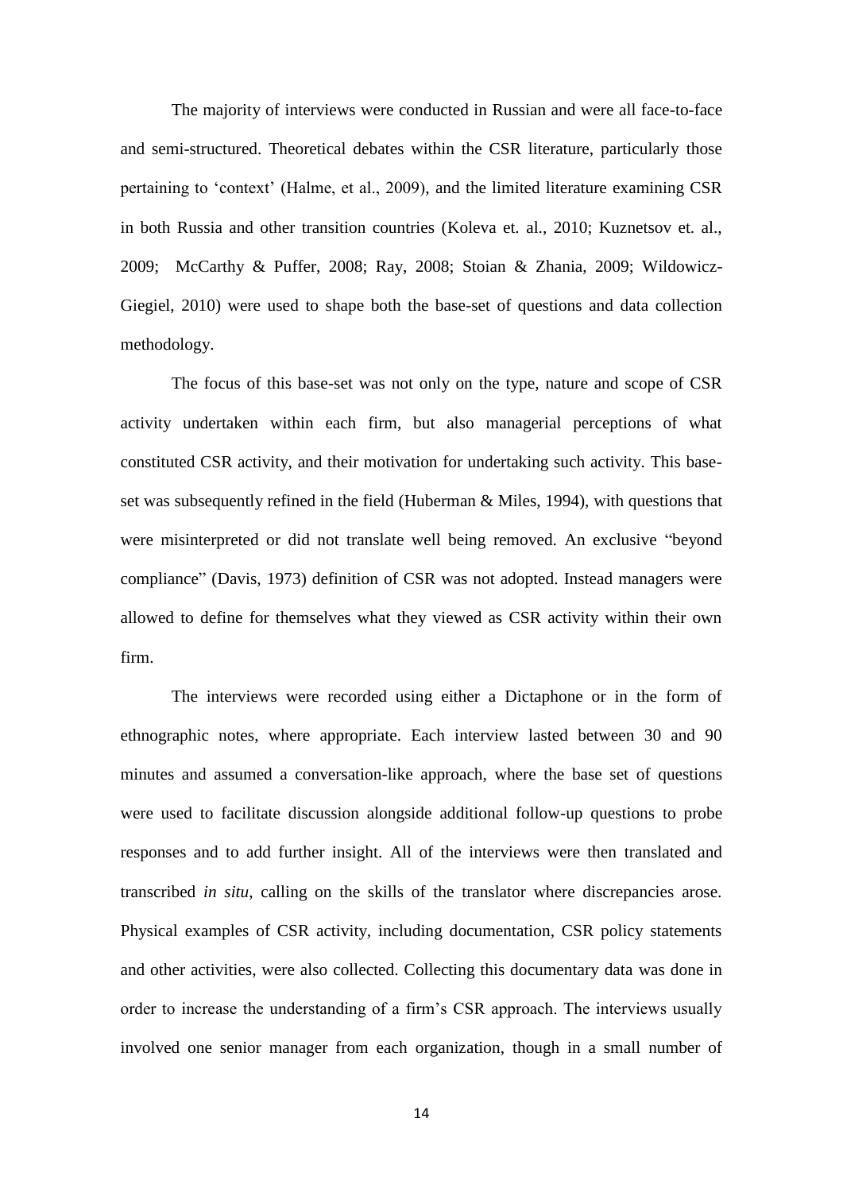The majority of interviews were conducted in Russian and were all face-to-face and semi-structured. Theoretical debates within the CSR literature, particularly those pertaining to 'context' (Halme, et al., 2009), and the limited literature examining CSR in both Russia and other transition countries (Koleva et. al., 2010; Kuznetsov et. al., 2009; McCarthy & Puffer, 2008; Ray, 2008; Stoian & Zhania, 2009; Wildowicz-Giegiel, 2010) were used to shape both the base-set of questions and data collection methodology.

The focus of this base-set was not only on the type, nature and scope of CSR activity undertaken within each firm, but also managerial perceptions of what constituted CSR activity, and their motivation for undertaking such activity. This base-set was subsequently refined in the field (Huberman & Miles, 1994), with questions that were misinterpreted or did not translate well being removed. An exclusive "beyond compliance" (Davis, 1973) definition of CSR was not adopted. Instead managers were allowed to define for themselves what they viewed as CSR activity within their own firm.

The interviews were recorded using either a Dictaphone or in the form of ethnographic notes, where appropriate. Each interview lasted between 30 and 90 minutes and assumed a conversation-like approach, where the base set of questions were used to facilitate discussion alongside additional follow-up questions to probe responses and to add further insight. All of the interviews were then translated and transcribed *in situ*, calling on the skills of the translator where discrepancies arose. Physical examples of CSR activity, including documentation, CSR policy statements and other activities, were also collected. Collecting this documentary data was done in order to increase the understanding of a firm's CSR approach. The interviews usually involved one senior manager from each organization, though in a small number of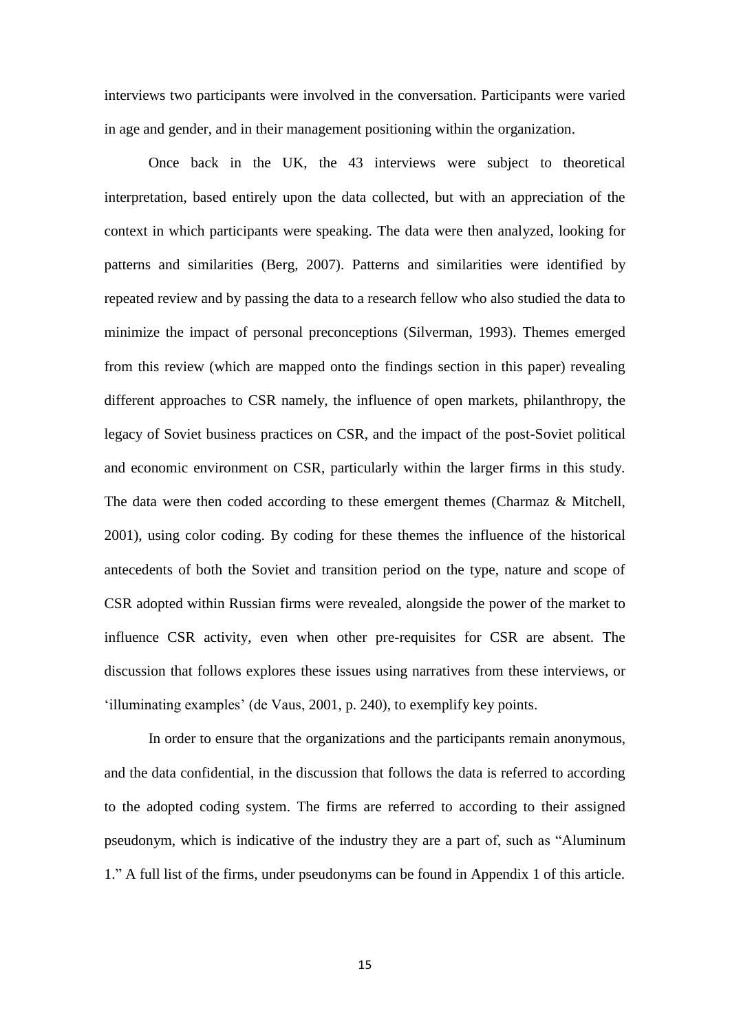interviews two participants were involved in the conversation. Participants were varied in age and gender, and in their management positioning within the organization.

Once back in the UK, the 43 interviews were subject to theoretical interpretation, based entirely upon the data collected, but with an appreciation of the context in which participants were speaking. The data were then analyzed, looking for patterns and similarities (Berg, 2007). Patterns and similarities were identified by repeated review and by passing the data to a research fellow who also studied the data to minimize the impact of personal preconceptions (Silverman, 1993). Themes emerged from this review (which are mapped onto the findings section in this paper) revealing different approaches to CSR namely, the influence of open markets, philanthropy, the legacy of Soviet business practices on CSR, and the impact of the post-Soviet political and economic environment on CSR, particularly within the larger firms in this study. The data were then coded according to these emergent themes (Charmaz & Mitchell, 2001), using color coding. By coding for these themes the influence of the historical antecedents of both the Soviet and transition period on the type, nature and scope of CSR adopted within Russian firms were revealed, alongside the power of the market to influence CSR activity, even when other pre-requisites for CSR are absent. The discussion that follows explores these issues using narratives from these interviews, or 'illuminating examples' (de Vaus, 2001, p. 240), to exemplify key points.

In order to ensure that the organizations and the participants remain anonymous, and the data confidential, in the discussion that follows the data is referred to according to the adopted coding system. The firms are referred to according to their assigned pseudonym, which is indicative of the industry they are a part of, such as "Aluminum 1." A full list of the firms, under pseudonyms can be found in Appendix 1 of this article.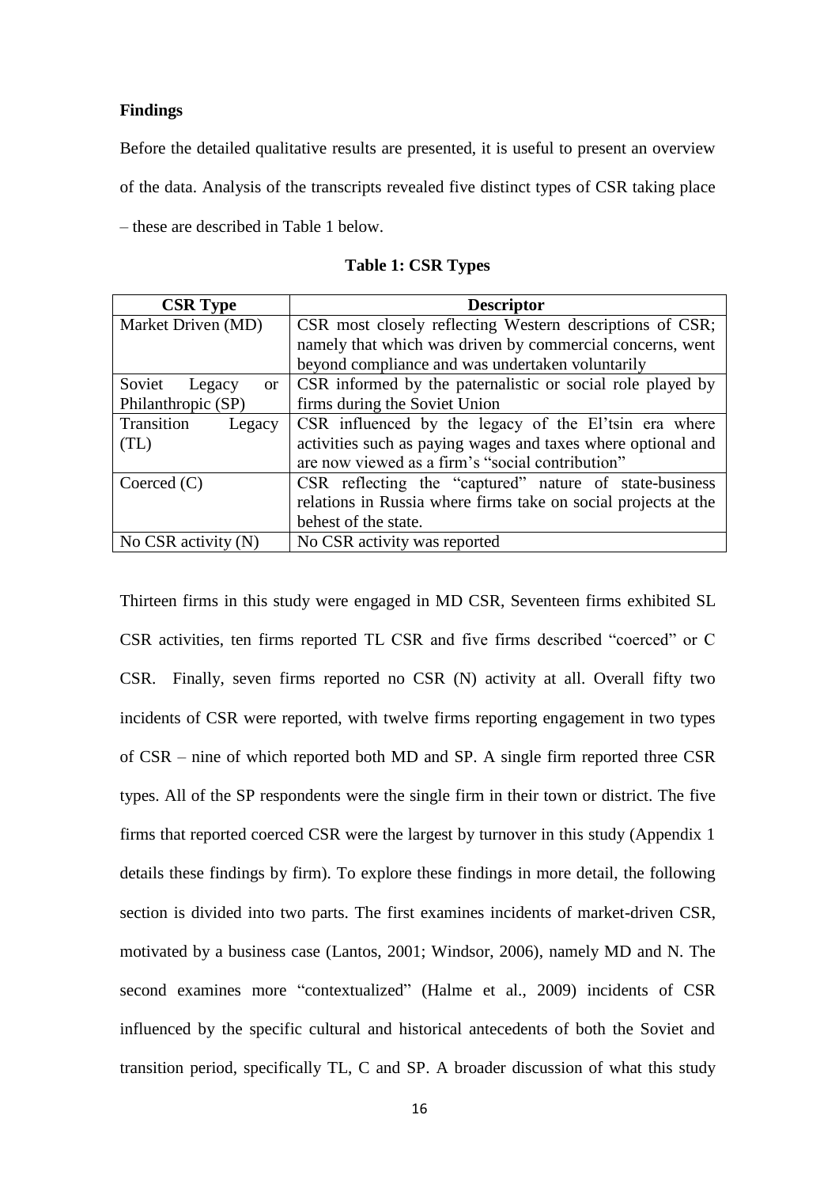**Findings**

Before the detailed qualitative results are presented, it is useful to present an overview of the data. Analysis of the transcripts revealed five distinct types of CSR taking place – these are described in Table 1 below.

**Table 1: CSR Types**

| CSR Type | Descriptor |
|---|---|
| Market Driven (MD) | CSR most closely reflecting Western descriptions of CSR; namely that which was driven by commercial concerns, went beyond compliance and was undertaken voluntarily |
| Soviet Legacy or Philanthropic (SP) | CSR informed by the paternalistic or social role played by firms during the Soviet Union |
| Transition Legacy (TL) | CSR influenced by the legacy of the El'tsin era where activities such as paying wages and taxes where optional and are now viewed as a firm's "social contribution" |
| Coerced (C) | CSR reflecting the "captured" nature of state-business relations in Russia where firms take on social projects at the behest of the state. |
| No CSR activity (N) | No CSR activity was reported |

Thirteen firms in this study were engaged in MD CSR, Seventeen firms exhibited SL CSR activities, ten firms reported TL CSR and five firms described "coerced" or C CSR. Finally, seven firms reported no CSR (N) activity at all. Overall fifty two incidents of CSR were reported, with twelve firms reporting engagement in two types of CSR – nine of which reported both MD and SP. A single firm reported three CSR types. All of the SP respondents were the single firm in their town or district. The five firms that reported coerced CSR were the largest by turnover in this study (Appendix 1 details these findings by firm). To explore these findings in more detail, the following section is divided into two parts. The first examines incidents of market-driven CSR, motivated by a business case (Lantos, 2001; Windsor, 2006), namely MD and N. The second examines more "contextualized" (Halme et al., 2009) incidents of CSR influenced by the specific cultural and historical antecedents of both the Soviet and transition period, specifically TL, C and SP. A broader discussion of what this study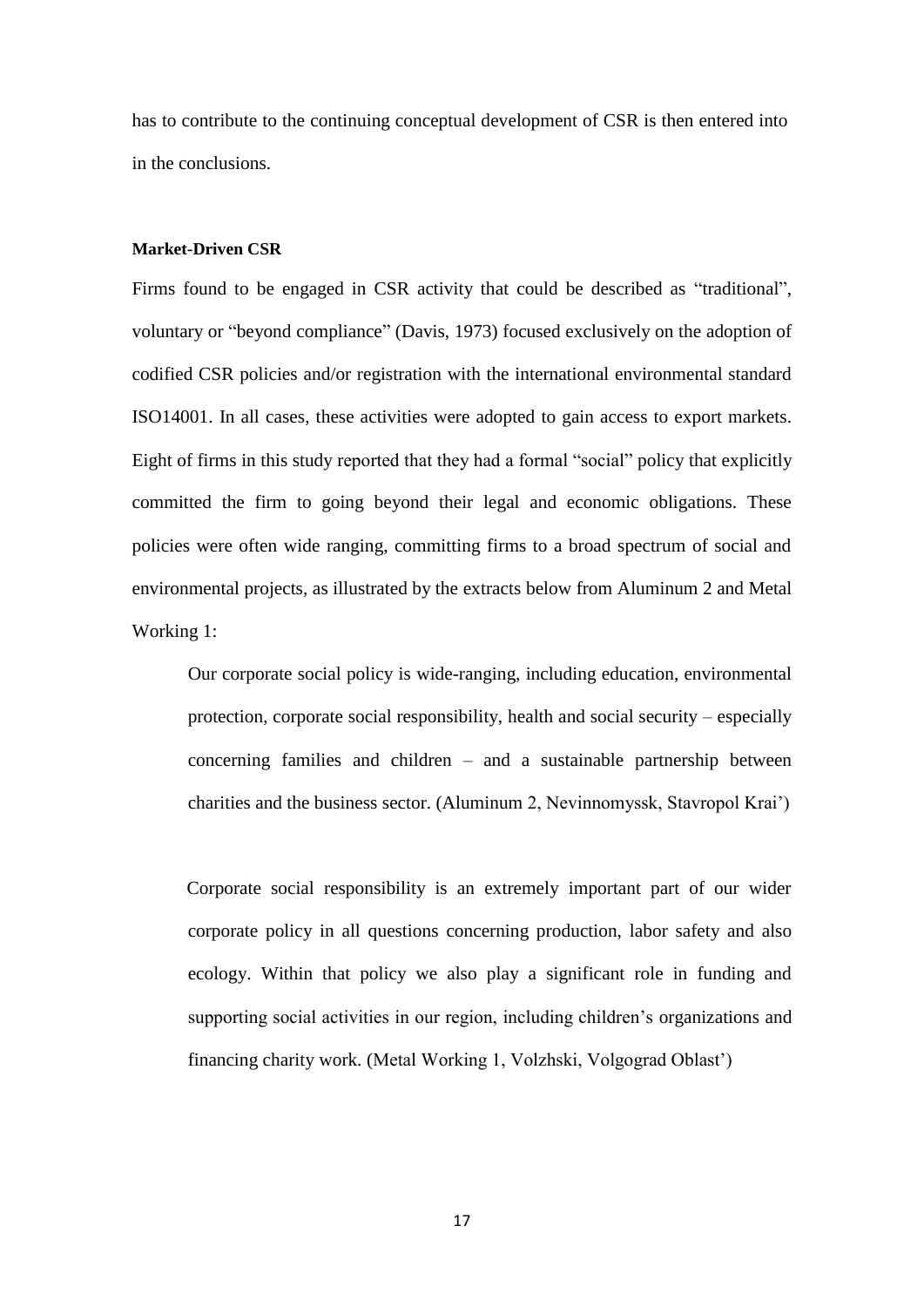has to contribute to the continuing conceptual development of CSR is then entered into in the conclusions.

**Market-Driven CSR**

Firms found to be engaged in CSR activity that could be described as "traditional", voluntary or "beyond compliance" (Davis, 1973) focused exclusively on the adoption of codified CSR policies and/or registration with the international environmental standard ISO14001. In all cases, these activities were adopted to gain access to export markets. Eight of firms in this study reported that they had a formal "social" policy that explicitly committed the firm to going beyond their legal and economic obligations. These policies were often wide ranging, committing firms to a broad spectrum of social and environmental projects, as illustrated by the extracts below from Aluminum 2 and Metal Working 1:

> Our corporate social policy is wide-ranging, including education, environmental protection, corporate social responsibility, health and social security – especially concerning families and children – and a sustainable partnership between charities and the business sector. (Aluminum 2, Nevinnomyssk, Stavropol Krai')

> Corporate social responsibility is an extremely important part of our wider corporate policy in all questions concerning production, labor safety and also ecology. Within that policy we also play a significant role in funding and supporting social activities in our region, including children's organizations and financing charity work. (Metal Working 1, Volzhski, Volgograd Oblast')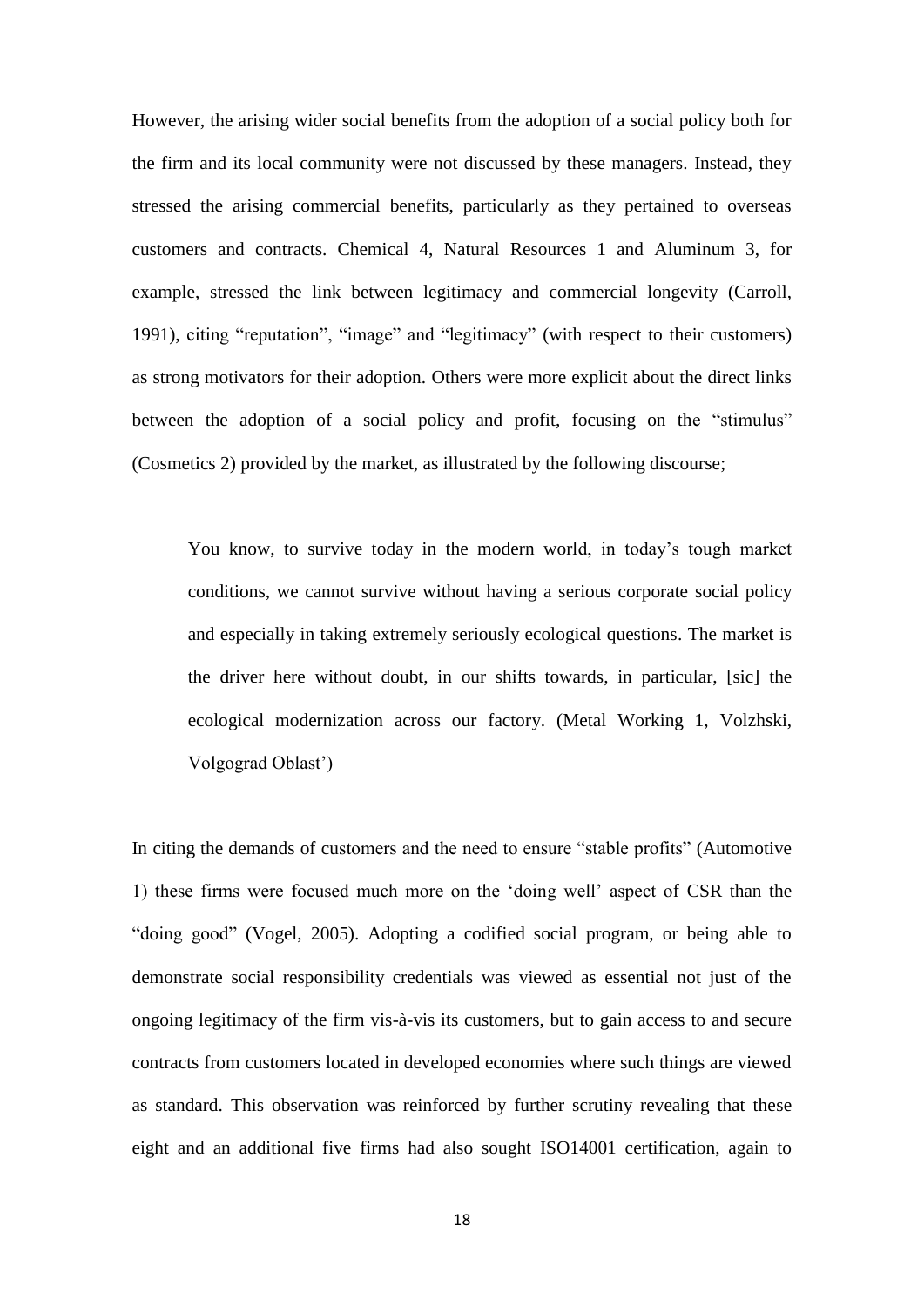However, the arising wider social benefits from the adoption of a social policy both for the firm and its local community were not discussed by these managers. Instead, they stressed the arising commercial benefits, particularly as they pertained to overseas customers and contracts. Chemical 4, Natural Resources 1 and Aluminum 3, for example, stressed the link between legitimacy and commercial longevity (Carroll, 1991), citing "reputation", "image" and "legitimacy" (with respect to their customers) as strong motivators for their adoption. Others were more explicit about the direct links between the adoption of a social policy and profit, focusing on the "stimulus" (Cosmetics 2) provided by the market, as illustrated by the following discourse;

> You know, to survive today in the modern world, in today's tough market conditions, we cannot survive without having a serious corporate social policy and especially in taking extremely seriously ecological questions. The market is the driver here without doubt, in our shifts towards, in particular, [sic] the ecological modernization across our factory. (Metal Working 1, Volzhski, Volgograd Oblast')

In citing the demands of customers and the need to ensure "stable profits" (Automotive 1) these firms were focused much more on the 'doing well' aspect of CSR than the "doing good" (Vogel, 2005). Adopting a codified social program, or being able to demonstrate social responsibility credentials was viewed as essential not just of the ongoing legitimacy of the firm vis-à-vis its customers, but to gain access to and secure contracts from customers located in developed economies where such things are viewed as standard. This observation was reinforced by further scrutiny revealing that these eight and an additional five firms had also sought ISO14001 certification, again to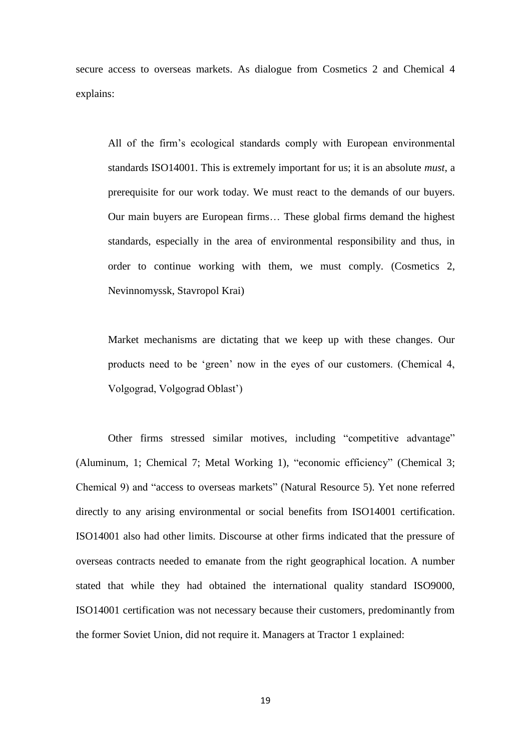secure access to overseas markets. As dialogue from Cosmetics 2 and Chemical 4 explains:

> All of the firm's ecological standards comply with European environmental standards ISO14001. This is extremely important for us; it is an absolute *must*, a prerequisite for our work today. We must react to the demands of our buyers. Our main buyers are European firms… These global firms demand the highest standards, especially in the area of environmental responsibility and thus, in order to continue working with them, we must comply. (Cosmetics 2, Nevinnomyssk, Stavropol Krai)

> Market mechanisms are dictating that we keep up with these changes. Our products need to be 'green' now in the eyes of our customers. (Chemical 4, Volgograd, Volgograd Oblast')

Other firms stressed similar motives, including "competitive advantage" (Aluminum, 1; Chemical 7; Metal Working 1), "economic efficiency" (Chemical 3; Chemical 9) and "access to overseas markets" (Natural Resource 5). Yet none referred directly to any arising environmental or social benefits from ISO14001 certification. ISO14001 also had other limits. Discourse at other firms indicated that the pressure of overseas contracts needed to emanate from the right geographical location. A number stated that while they had obtained the international quality standard ISO9000, ISO14001 certification was not necessary because their customers, predominantly from the former Soviet Union, did not require it. Managers at Tractor 1 explained: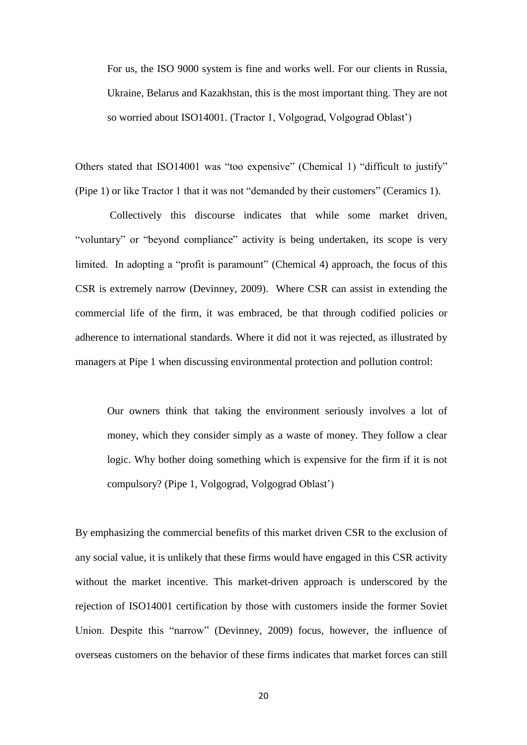> For us, the ISO 9000 system is fine and works well. For our clients in Russia, Ukraine, Belarus and Kazakhstan, this is the most important thing. They are not so worried about ISO14001. (Tractor 1, Volgograd, Volgograd Oblast')

Others stated that ISO14001 was "too expensive" (Chemical 1) "difficult to justify" (Pipe 1) or like Tractor 1 that it was not "demanded by their customers" (Ceramics 1).

Collectively this discourse indicates that while some market driven, "voluntary" or "beyond compliance" activity is being undertaken, its scope is very limited. In adopting a "profit is paramount" (Chemical 4) approach, the focus of this CSR is extremely narrow (Devinney, 2009). Where CSR can assist in extending the commercial life of the firm, it was embraced, be that through codified policies or adherence to international standards. Where it did not it was rejected, as illustrated by managers at Pipe 1 when discussing environmental protection and pollution control:

> Our owners think that taking the environment seriously involves a lot of money, which they consider simply as a waste of money. They follow a clear logic. Why bother doing something which is expensive for the firm if it is not compulsory? (Pipe 1, Volgograd, Volgograd Oblast')

By emphasizing the commercial benefits of this market driven CSR to the exclusion of any social value, it is unlikely that these firms would have engaged in this CSR activity without the market incentive. This market-driven approach is underscored by the rejection of ISO14001 certification by those with customers inside the former Soviet Union. Despite this "narrow" (Devinney, 2009) focus, however, the influence of overseas customers on the behavior of these firms indicates that market forces can still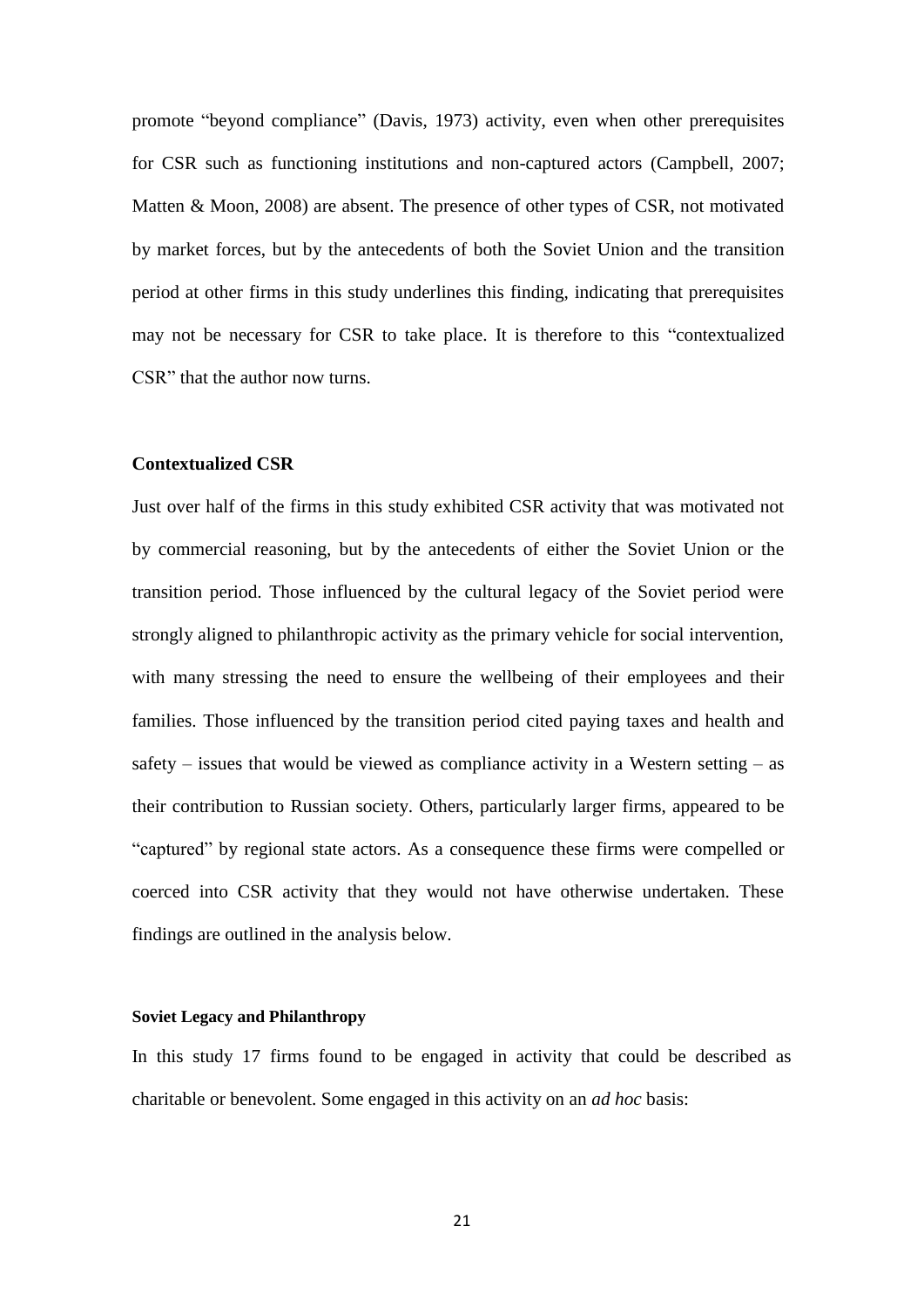promote "beyond compliance" (Davis, 1973) activity, even when other prerequisites for CSR such as functioning institutions and non-captured actors (Campbell, 2007; Matten & Moon, 2008) are absent. The presence of other types of CSR, not motivated by market forces, but by the antecedents of both the Soviet Union and the transition period at other firms in this study underlines this finding, indicating that prerequisites may not be necessary for CSR to take place. It is therefore to this "contextualized CSR" that the author now turns.

### Contextualized CSR

Just over half of the firms in this study exhibited CSR activity that was motivated not by commercial reasoning, but by the antecedents of either the Soviet Union or the transition period. Those influenced by the cultural legacy of the Soviet period were strongly aligned to philanthropic activity as the primary vehicle for social intervention, with many stressing the need to ensure the wellbeing of their employees and their families. Those influenced by the transition period cited paying taxes and health and safety – issues that would be viewed as compliance activity in a Western setting – as their contribution to Russian society. Others, particularly larger firms, appeared to be "captured" by regional state actors. As a consequence these firms were compelled or coerced into CSR activity that they would not have otherwise undertaken. These findings are outlined in the analysis below.

#### Soviet Legacy and Philanthropy

In this study 17 firms found to be engaged in activity that could be described as charitable or benevolent. Some engaged in this activity on an *ad hoc* basis: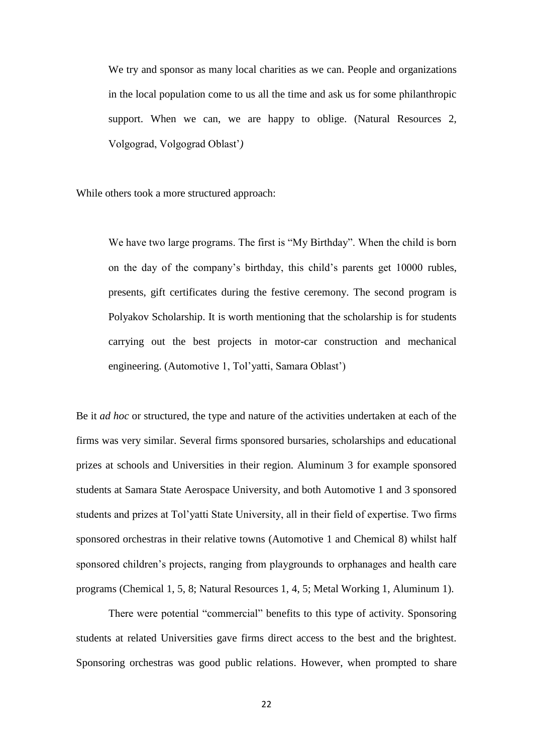> We try and sponsor as many local charities as we can. People and organizations in the local population come to us all the time and ask us for some philanthropic support. When we can, we are happy to oblige. (Natural Resources 2, Volgograd, Volgograd Oblast')

While others took a more structured approach:

> We have two large programs. The first is "My Birthday". When the child is born on the day of the company's birthday, this child's parents get 10000 rubles, presents, gift certificates during the festive ceremony. The second program is Polyakov Scholarship. It is worth mentioning that the scholarship is for students carrying out the best projects in motor-car construction and mechanical engineering. (Automotive 1, Tol'yatti, Samara Oblast')

Be it *ad hoc* or structured, the type and nature of the activities undertaken at each of the firms was very similar. Several firms sponsored bursaries, scholarships and educational prizes at schools and Universities in their region. Aluminum 3 for example sponsored students at Samara State Aerospace University, and both Automotive 1 and 3 sponsored students and prizes at Tol'yatti State University, all in their field of expertise. Two firms sponsored orchestras in their relative towns (Automotive 1 and Chemical 8) whilst half sponsored children's projects, ranging from playgrounds to orphanages and health care programs (Chemical 1, 5, 8; Natural Resources 1, 4, 5; Metal Working 1, Aluminum 1).

There were potential "commercial" benefits to this type of activity. Sponsoring students at related Universities gave firms direct access to the best and the brightest. Sponsoring orchestras was good public relations. However, when prompted to share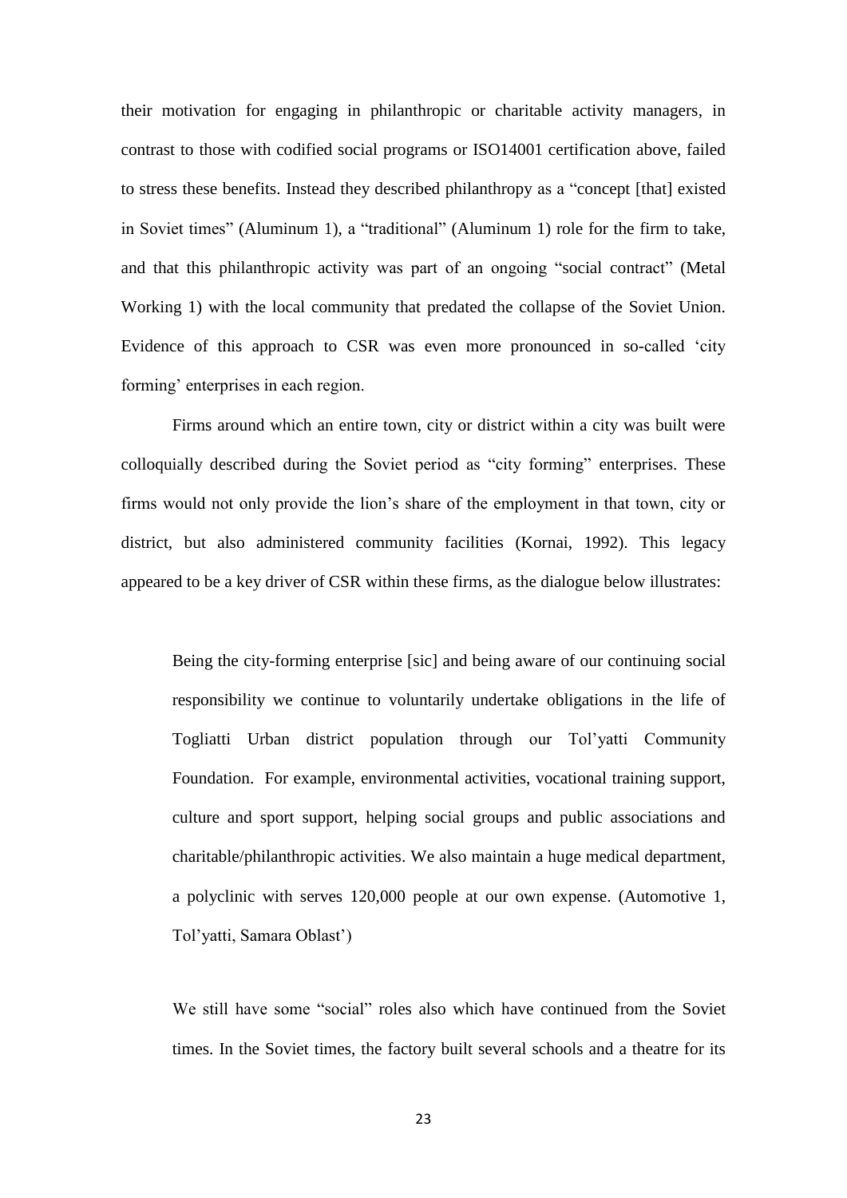their motivation for engaging in philanthropic or charitable activity managers, in contrast to those with codified social programs or ISO14001 certification above, failed to stress these benefits. Instead they described philanthropy as a "concept [that] existed in Soviet times" (Aluminum 1), a "traditional" (Aluminum 1) role for the firm to take, and that this philanthropic activity was part of an ongoing "social contract" (Metal Working 1) with the local community that predated the collapse of the Soviet Union. Evidence of this approach to CSR was even more pronounced in so-called 'city forming' enterprises in each region.

Firms around which an entire town, city or district within a city was built were colloquially described during the Soviet period as "city forming" enterprises. These firms would not only provide the lion's share of the employment in that town, city or district, but also administered community facilities (Kornai, 1992). This legacy appeared to be a key driver of CSR within these firms, as the dialogue below illustrates:

> Being the city-forming enterprise [sic] and being aware of our continuing social responsibility we continue to voluntarily undertake obligations in the life of Togliatti Urban district population through our Tol'yatti Community Foundation. For example, environmental activities, vocational training support, culture and sport support, helping social groups and public associations and charitable/philanthropic activities. We also maintain a huge medical department, a polyclinic with serves 120,000 people at our own expense. (Automotive 1, Tol'yatti, Samara Oblast')

> We still have some "social" roles also which have continued from the Soviet times. In the Soviet times, the factory built several schools and a theatre for its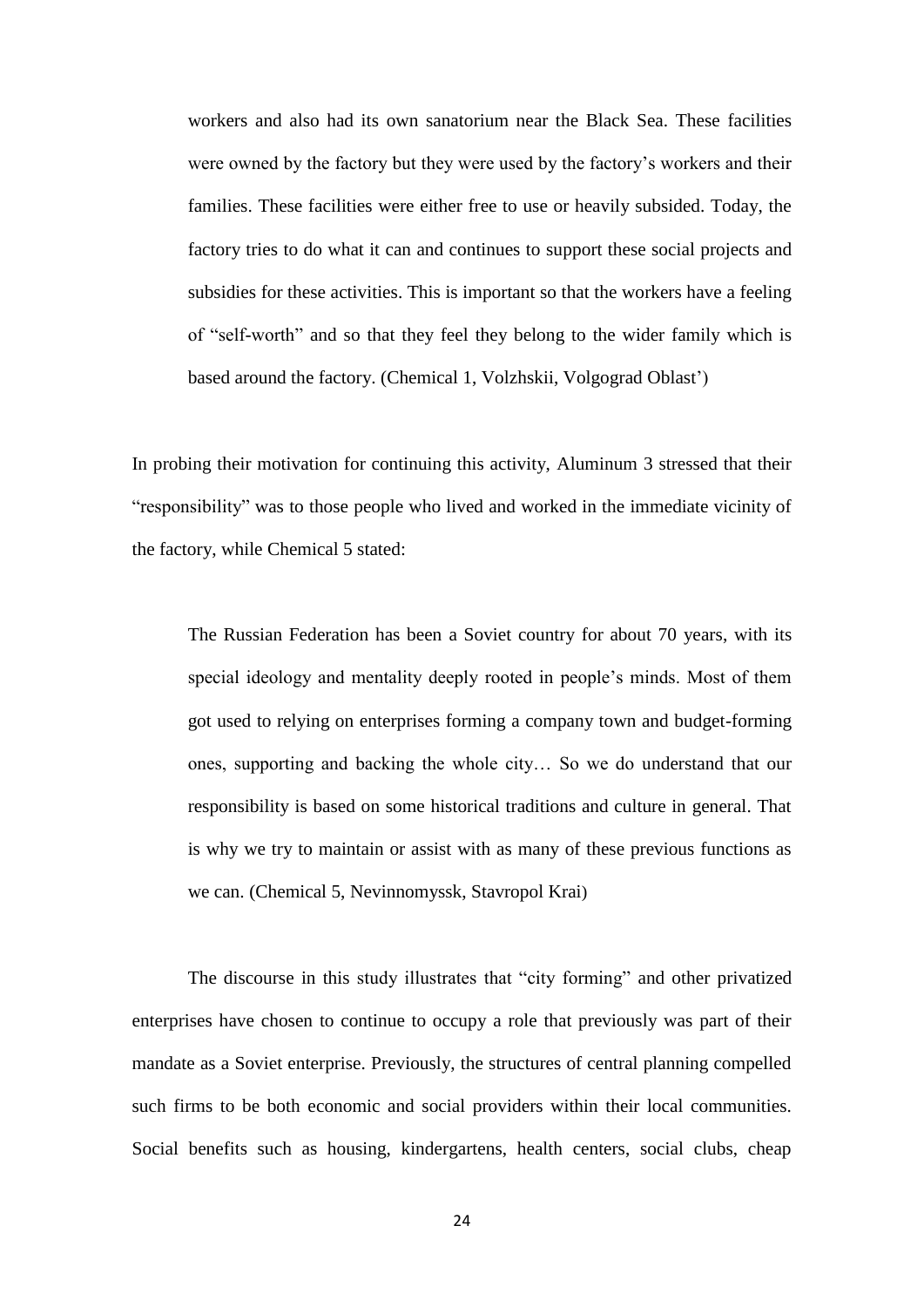> workers and also had its own sanatorium near the Black Sea. These facilities were owned by the factory but they were used by the factory's workers and their families. These facilities were either free to use or heavily subsided. Today, the factory tries to do what it can and continues to support these social projects and subsidies for these activities. This is important so that the workers have a feeling of "self-worth" and so that they feel they belong to the wider family which is based around the factory. (Chemical 1, Volzhskii, Volgograd Oblast')

In probing their motivation for continuing this activity, Aluminum 3 stressed that their "responsibility" was to those people who lived and worked in the immediate vicinity of the factory, while Chemical 5 stated:

> The Russian Federation has been a Soviet country for about 70 years, with its special ideology and mentality deeply rooted in people's minds. Most of them got used to relying on enterprises forming a company town and budget-forming ones, supporting and backing the whole city… So we do understand that our responsibility is based on some historical traditions and culture in general. That is why we try to maintain or assist with as many of these previous functions as we can. (Chemical 5, Nevinnomyssk, Stavropol Krai)

The discourse in this study illustrates that "city forming" and other privatized enterprises have chosen to continue to occupy a role that previously was part of their mandate as a Soviet enterprise. Previously, the structures of central planning compelled such firms to be both economic and social providers within their local communities. Social benefits such as housing, kindergartens, health centers, social clubs, cheap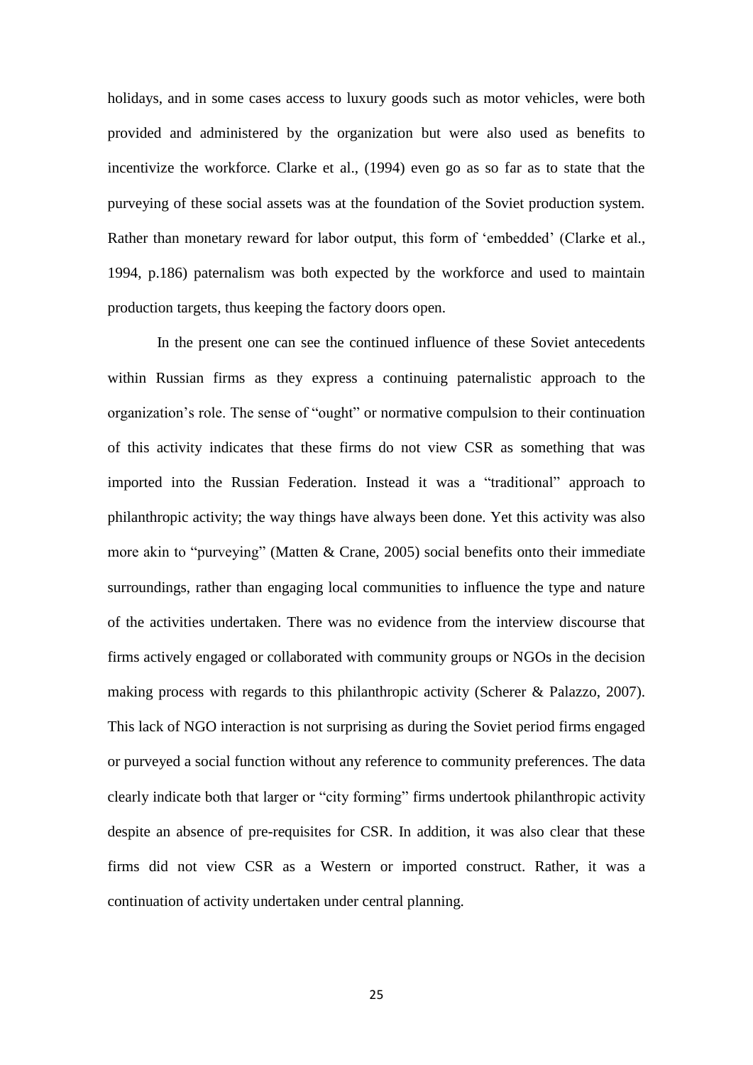holidays, and in some cases access to luxury goods such as motor vehicles, were both provided and administered by the organization but were also used as benefits to incentivize the workforce. Clarke et al., (1994) even go as so far as to state that the purveying of these social assets was at the foundation of the Soviet production system. Rather than monetary reward for labor output, this form of 'embedded' (Clarke et al., 1994, p.186) paternalism was both expected by the workforce and used to maintain production targets, thus keeping the factory doors open.

In the present one can see the continued influence of these Soviet antecedents within Russian firms as they express a continuing paternalistic approach to the organization's role. The sense of "ought" or normative compulsion to their continuation of this activity indicates that these firms do not view CSR as something that was imported into the Russian Federation. Instead it was a "traditional" approach to philanthropic activity; the way things have always been done. Yet this activity was also more akin to "purveying" (Matten & Crane, 2005) social benefits onto their immediate surroundings, rather than engaging local communities to influence the type and nature of the activities undertaken. There was no evidence from the interview discourse that firms actively engaged or collaborated with community groups or NGOs in the decision making process with regards to this philanthropic activity (Scherer & Palazzo, 2007). This lack of NGO interaction is not surprising as during the Soviet period firms engaged or purveyed a social function without any reference to community preferences. The data clearly indicate both that larger or "city forming" firms undertook philanthropic activity despite an absence of pre-requisites for CSR. In addition, it was also clear that these firms did not view CSR as a Western or imported construct. Rather, it was a continuation of activity undertaken under central planning.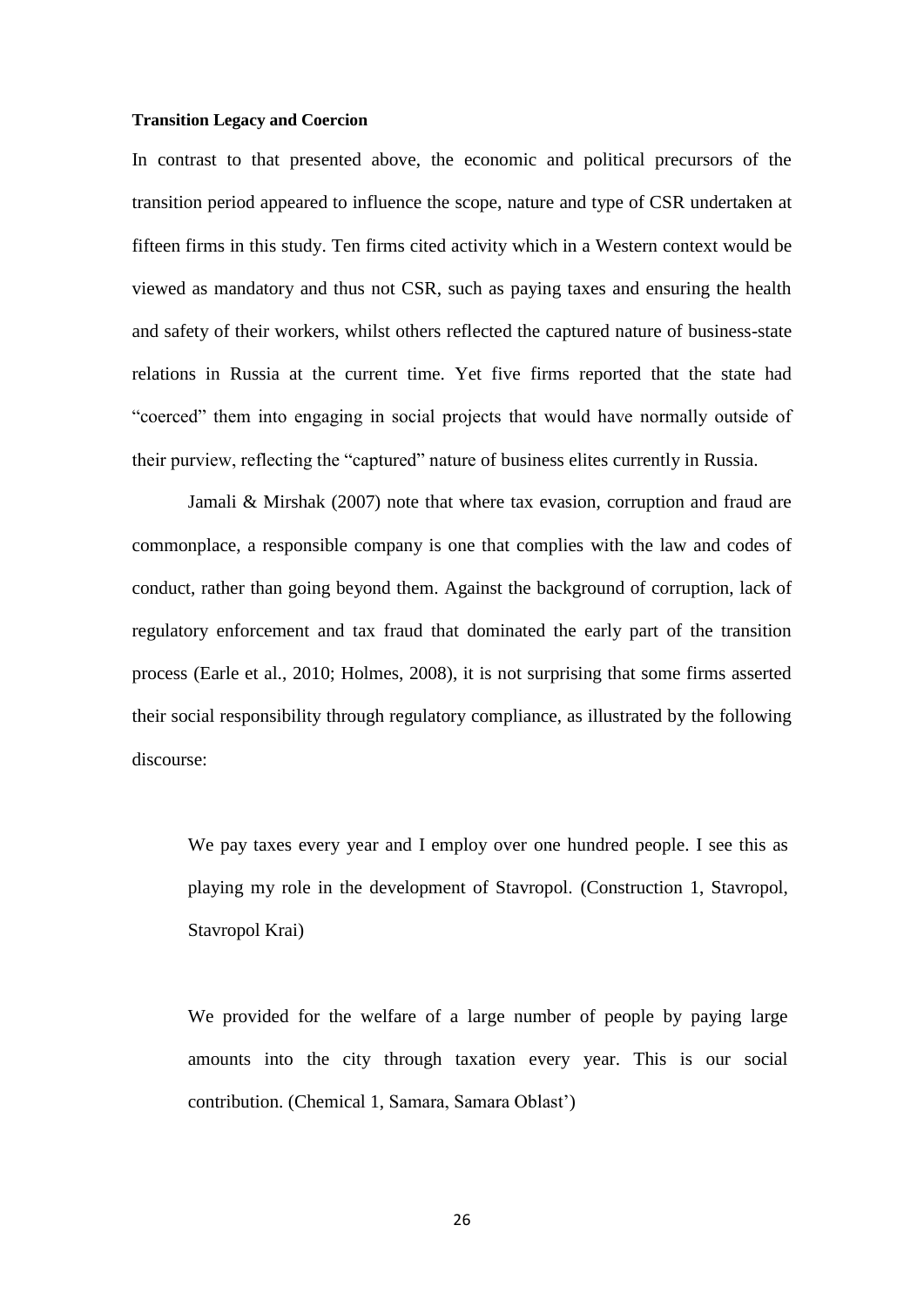**Transition Legacy and Coercion**

In contrast to that presented above, the economic and political precursors of the transition period appeared to influence the scope, nature and type of CSR undertaken at fifteen firms in this study. Ten firms cited activity which in a Western context would be viewed as mandatory and thus not CSR, such as paying taxes and ensuring the health and safety of their workers, whilst others reflected the captured nature of business-state relations in Russia at the current time. Yet five firms reported that the state had "coerced" them into engaging in social projects that would have normally outside of their purview, reflecting the "captured" nature of business elites currently in Russia.

Jamali & Mirshak (2007) note that where tax evasion, corruption and fraud are commonplace, a responsible company is one that complies with the law and codes of conduct, rather than going beyond them. Against the background of corruption, lack of regulatory enforcement and tax fraud that dominated the early part of the transition process (Earle et al., 2010; Holmes, 2008), it is not surprising that some firms asserted their social responsibility through regulatory compliance, as illustrated by the following discourse:

> We pay taxes every year and I employ over one hundred people. I see this as playing my role in the development of Stavropol. (Construction 1, Stavropol, Stavropol Krai)

> We provided for the welfare of a large number of people by paying large amounts into the city through taxation every year. This is our social contribution. (Chemical 1, Samara, Samara Oblast')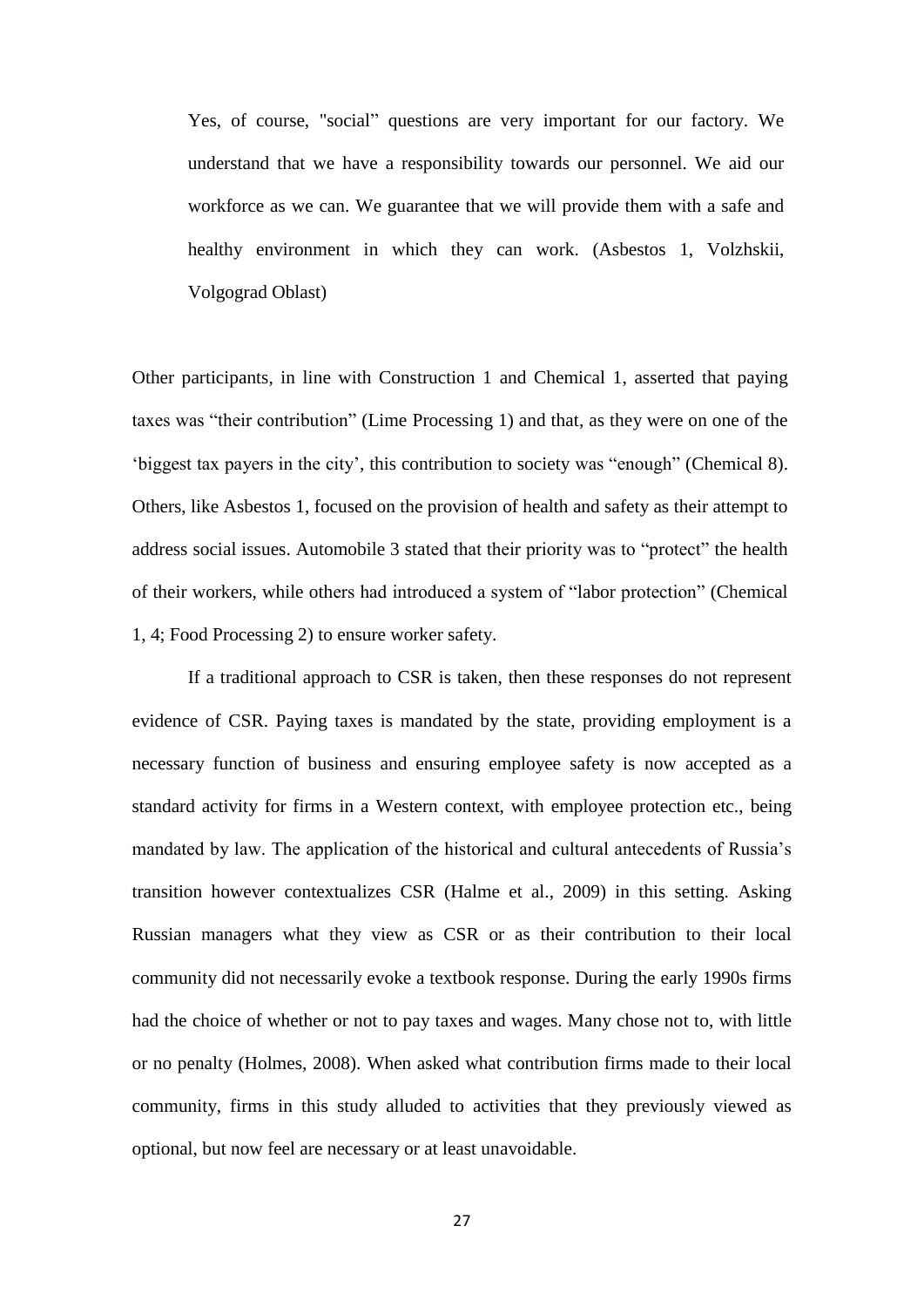> Yes, of course, "social" questions are very important for our factory. We understand that we have a responsibility towards our personnel. We aid our workforce as we can. We guarantee that we will provide them with a safe and healthy environment in which they can work. (Asbestos 1, Volzhskii, Volgograd Oblast)

Other participants, in line with Construction 1 and Chemical 1, asserted that paying taxes was "their contribution" (Lime Processing 1) and that, as they were on one of the 'biggest tax payers in the city', this contribution to society was "enough" (Chemical 8). Others, like Asbestos 1, focused on the provision of health and safety as their attempt to address social issues. Automobile 3 stated that their priority was to "protect" the health of their workers, while others had introduced a system of "labor protection" (Chemical 1, 4; Food Processing 2) to ensure worker safety.

If a traditional approach to CSR is taken, then these responses do not represent evidence of CSR. Paying taxes is mandated by the state, providing employment is a necessary function of business and ensuring employee safety is now accepted as a standard activity for firms in a Western context, with employee protection etc., being mandated by law. The application of the historical and cultural antecedents of Russia's transition however contextualizes CSR (Halme et al., 2009) in this setting. Asking Russian managers what they view as CSR or as their contribution to their local community did not necessarily evoke a textbook response. During the early 1990s firms had the choice of whether or not to pay taxes and wages. Many chose not to, with little or no penalty (Holmes, 2008). When asked what contribution firms made to their local community, firms in this study alluded to activities that they previously viewed as optional, but now feel are necessary or at least unavoidable.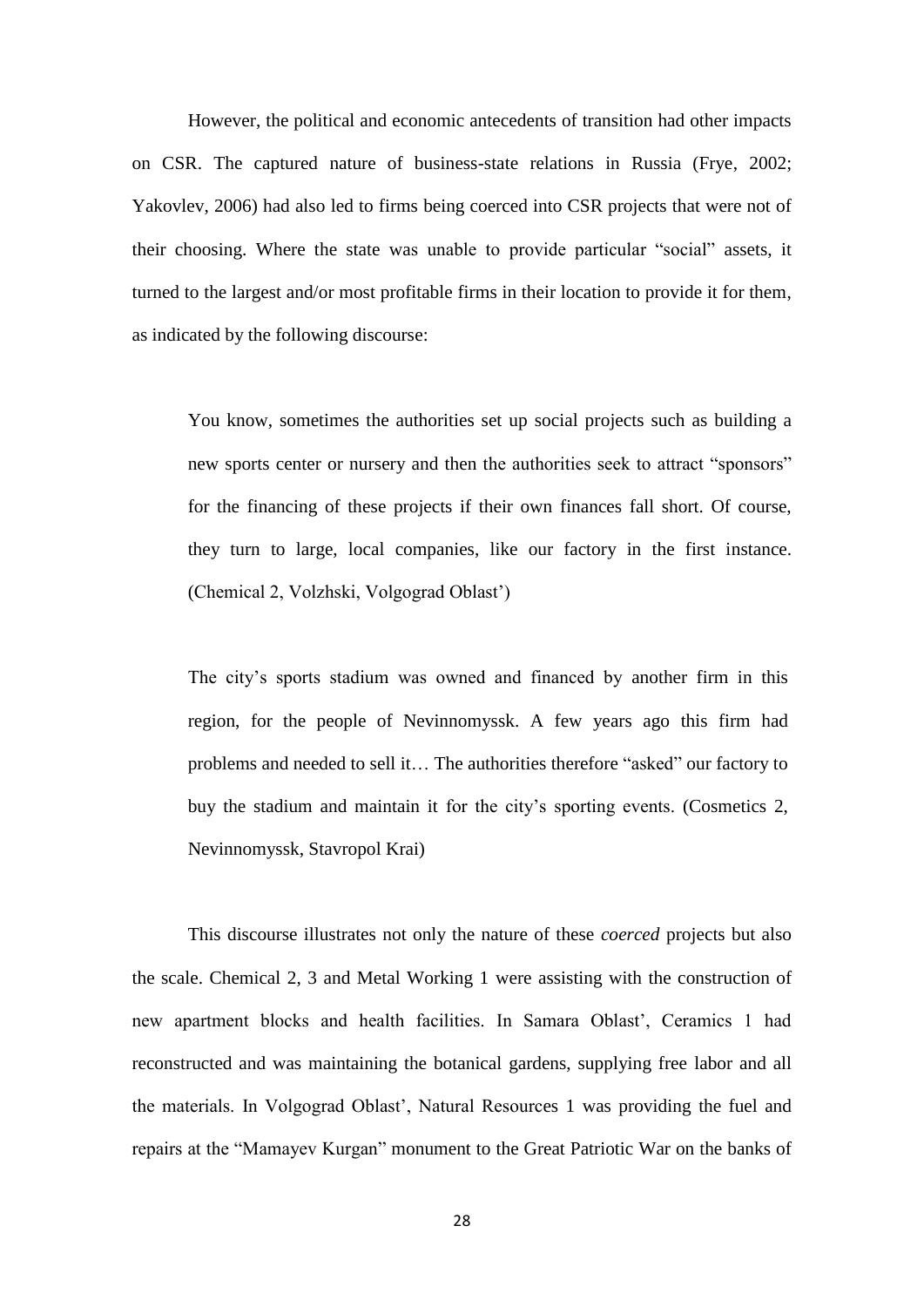However, the political and economic antecedents of transition had other impacts on CSR. The captured nature of business-state relations in Russia (Frye, 2002; Yakovlev, 2006) had also led to firms being coerced into CSR projects that were not of their choosing. Where the state was unable to provide particular "social" assets, it turned to the largest and/or most profitable firms in their location to provide it for them, as indicated by the following discourse:

> You know, sometimes the authorities set up social projects such as building a new sports center or nursery and then the authorities seek to attract "sponsors" for the financing of these projects if their own finances fall short. Of course, they turn to large, local companies, like our factory in the first instance. (Chemical 2, Volzhski, Volgograd Oblast')

> The city's sports stadium was owned and financed by another firm in this region, for the people of Nevinnomyssk. A few years ago this firm had problems and needed to sell it… The authorities therefore "asked" our factory to buy the stadium and maintain it for the city's sporting events. (Cosmetics 2, Nevinnomyssk, Stavropol Krai)

This discourse illustrates not only the nature of these *coerced* projects but also the scale. Chemical 2, 3 and Metal Working 1 were assisting with the construction of new apartment blocks and health facilities. In Samara Oblast', Ceramics 1 had reconstructed and was maintaining the botanical gardens, supplying free labor and all the materials. In Volgograd Oblast', Natural Resources 1 was providing the fuel and repairs at the "Mamayev Kurgan" monument to the Great Patriotic War on the banks of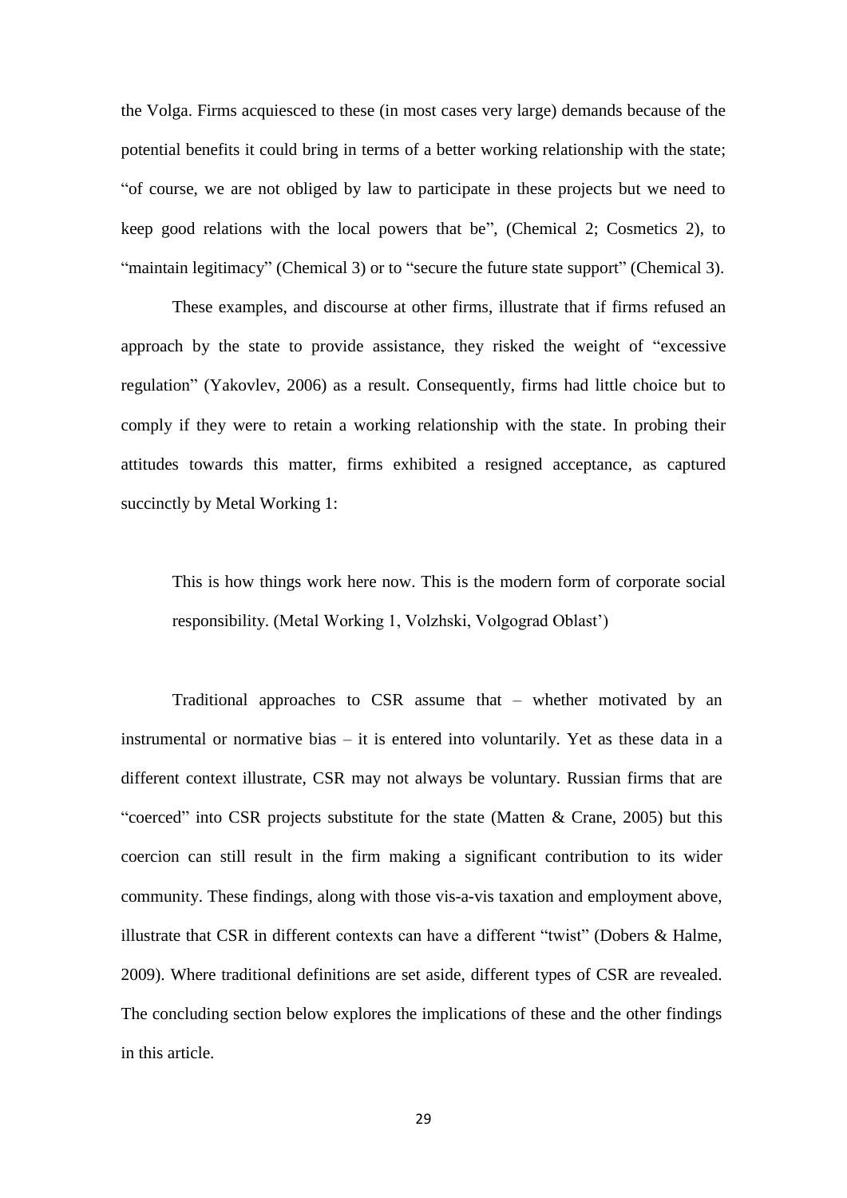the Volga. Firms acquiesced to these (in most cases very large) demands because of the potential benefits it could bring in terms of a better working relationship with the state; "of course, we are not obliged by law to participate in these projects but we need to keep good relations with the local powers that be", (Chemical 2; Cosmetics 2), to "maintain legitimacy" (Chemical 3) or to "secure the future state support" (Chemical 3).

These examples, and discourse at other firms, illustrate that if firms refused an approach by the state to provide assistance, they risked the weight of "excessive regulation" (Yakovlev, 2006) as a result. Consequently, firms had little choice but to comply if they were to retain a working relationship with the state. In probing their attitudes towards this matter, firms exhibited a resigned acceptance, as captured succinctly by Metal Working 1:

> This is how things work here now. This is the modern form of corporate social responsibility. (Metal Working 1, Volzhski, Volgograd Oblast')

Traditional approaches to CSR assume that – whether motivated by an instrumental or normative bias – it is entered into voluntarily. Yet as these data in a different context illustrate, CSR may not always be voluntary. Russian firms that are "coerced" into CSR projects substitute for the state (Matten & Crane, 2005) but this coercion can still result in the firm making a significant contribution to its wider community. These findings, along with those vis-a-vis taxation and employment above, illustrate that CSR in different contexts can have a different "twist" (Dobers & Halme, 2009). Where traditional definitions are set aside, different types of CSR are revealed. The concluding section below explores the implications of these and the other findings in this article.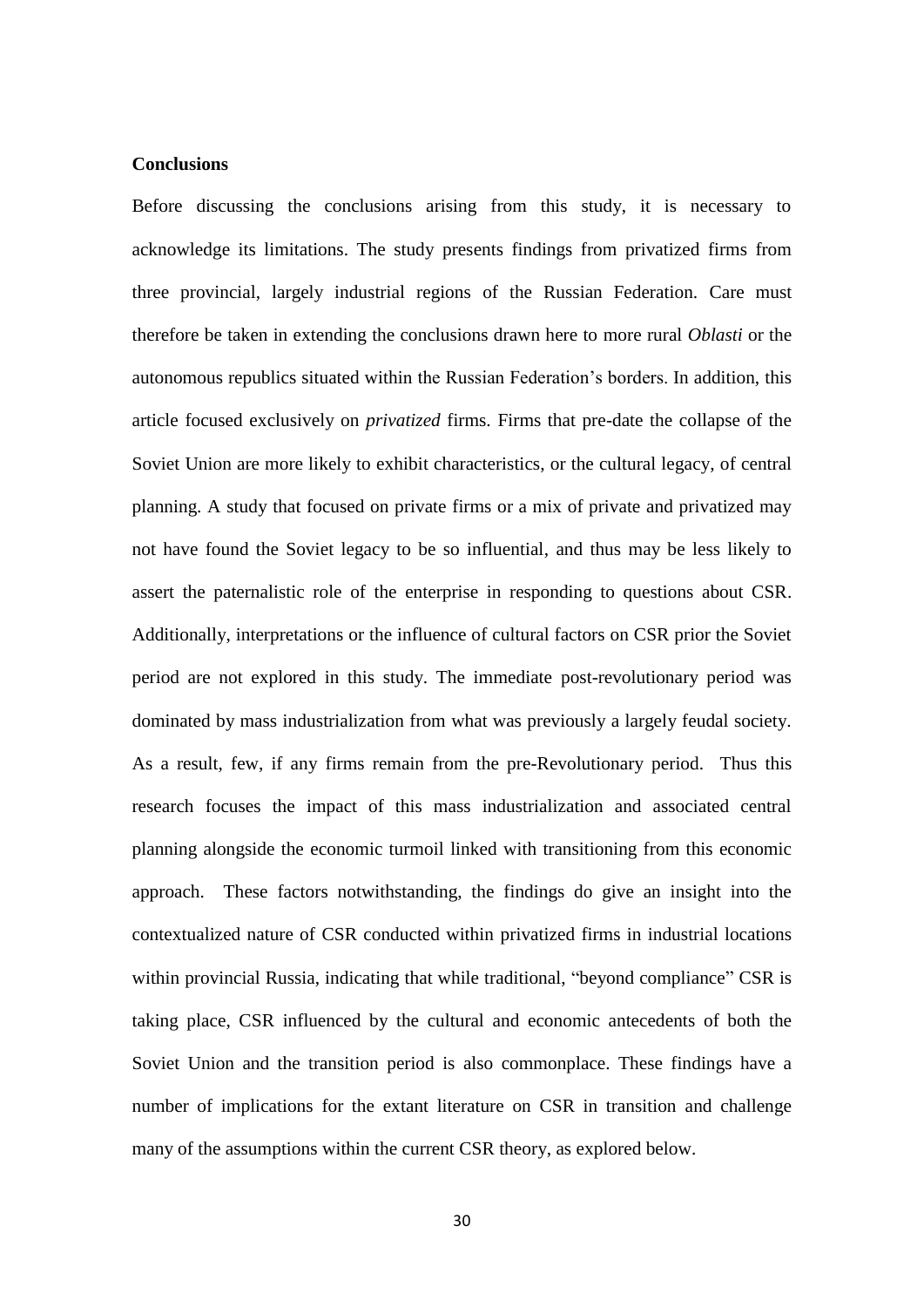**Conclusions**

Before discussing the conclusions arising from this study, it is necessary to acknowledge its limitations. The study presents findings from privatized firms from three provincial, largely industrial regions of the Russian Federation. Care must therefore be taken in extending the conclusions drawn here to more rural *Oblasti* or the autonomous republics situated within the Russian Federation's borders. In addition, this article focused exclusively on *privatized* firms. Firms that pre-date the collapse of the Soviet Union are more likely to exhibit characteristics, or the cultural legacy, of central planning. A study that focused on private firms or a mix of private and privatized may not have found the Soviet legacy to be so influential, and thus may be less likely to assert the paternalistic role of the enterprise in responding to questions about CSR. Additionally, interpretations or the influence of cultural factors on CSR prior the Soviet period are not explored in this study. The immediate post-revolutionary period was dominated by mass industrialization from what was previously a largely feudal society. As a result, few, if any firms remain from the pre-Revolutionary period. Thus this research focuses the impact of this mass industrialization and associated central planning alongside the economic turmoil linked with transitioning from this economic approach. These factors notwithstanding, the findings do give an insight into the contextualized nature of CSR conducted within privatized firms in industrial locations within provincial Russia, indicating that while traditional, "beyond compliance" CSR is taking place, CSR influenced by the cultural and economic antecedents of both the Soviet Union and the transition period is also commonplace. These findings have a number of implications for the extant literature on CSR in transition and challenge many of the assumptions within the current CSR theory, as explored below.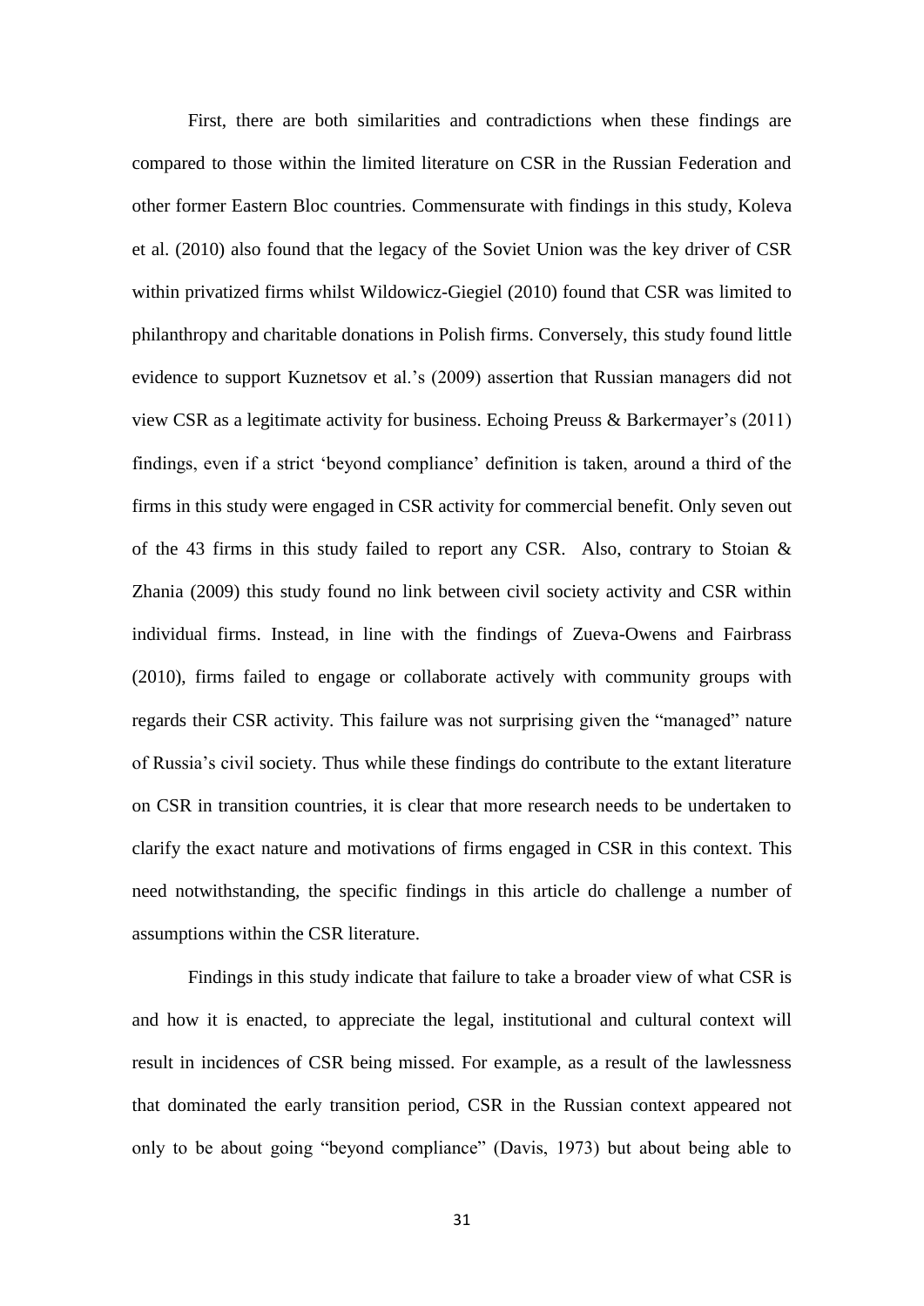First, there are both similarities and contradictions when these findings are compared to those within the limited literature on CSR in the Russian Federation and other former Eastern Bloc countries. Commensurate with findings in this study, Koleva et al. (2010) also found that the legacy of the Soviet Union was the key driver of CSR within privatized firms whilst Wildowicz-Giegiel (2010) found that CSR was limited to philanthropy and charitable donations in Polish firms. Conversely, this study found little evidence to support Kuznetsov et al.'s (2009) assertion that Russian managers did not view CSR as a legitimate activity for business. Echoing Preuss & Barkermayer's (2011) findings, even if a strict 'beyond compliance' definition is taken, around a third of the firms in this study were engaged in CSR activity for commercial benefit. Only seven out of the 43 firms in this study failed to report any CSR. Also, contrary to Stoian & Zhania (2009) this study found no link between civil society activity and CSR within individual firms. Instead, in line with the findings of Zueva-Owens and Fairbrass (2010), firms failed to engage or collaborate actively with community groups with regards their CSR activity. This failure was not surprising given the "managed" nature of Russia's civil society. Thus while these findings do contribute to the extant literature on CSR in transition countries, it is clear that more research needs to be undertaken to clarify the exact nature and motivations of firms engaged in CSR in this context. This need notwithstanding, the specific findings in this article do challenge a number of assumptions within the CSR literature.

Findings in this study indicate that failure to take a broader view of what CSR is and how it is enacted, to appreciate the legal, institutional and cultural context will result in incidences of CSR being missed. For example, as a result of the lawlessness that dominated the early transition period, CSR in the Russian context appeared not only to be about going "beyond compliance" (Davis, 1973) but about being able to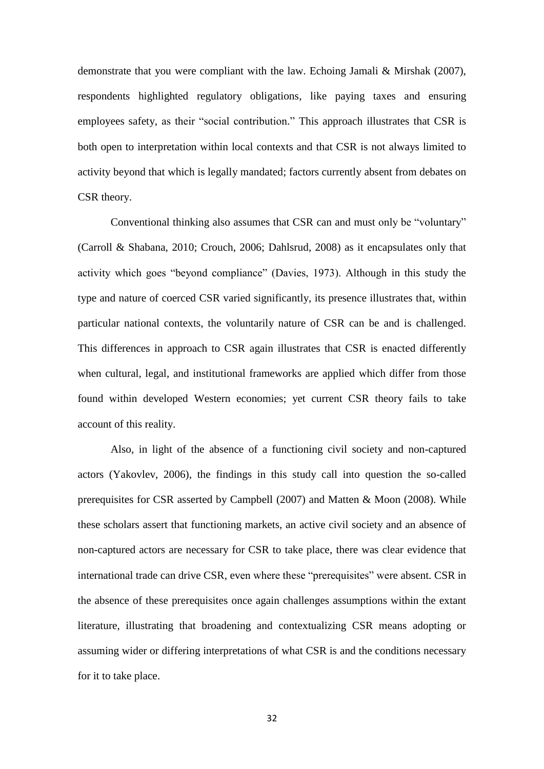demonstrate that you were compliant with the law. Echoing Jamali & Mirshak (2007), respondents highlighted regulatory obligations, like paying taxes and ensuring employees safety, as their "social contribution." This approach illustrates that CSR is both open to interpretation within local contexts and that CSR is not always limited to activity beyond that which is legally mandated; factors currently absent from debates on CSR theory.

Conventional thinking also assumes that CSR can and must only be "voluntary" (Carroll & Shabana, 2010; Crouch, 2006; Dahlsrud, 2008) as it encapsulates only that activity which goes "beyond compliance" (Davies, 1973). Although in this study the type and nature of coerced CSR varied significantly, its presence illustrates that, within particular national contexts, the voluntarily nature of CSR can be and is challenged. This differences in approach to CSR again illustrates that CSR is enacted differently when cultural, legal, and institutional frameworks are applied which differ from those found within developed Western economies; yet current CSR theory fails to take account of this reality.

Also, in light of the absence of a functioning civil society and non-captured actors (Yakovlev, 2006), the findings in this study call into question the so-called prerequisites for CSR asserted by Campbell (2007) and Matten & Moon (2008). While these scholars assert that functioning markets, an active civil society and an absence of non-captured actors are necessary for CSR to take place, there was clear evidence that international trade can drive CSR, even where these "prerequisites" were absent. CSR in the absence of these prerequisites once again challenges assumptions within the extant literature, illustrating that broadening and contextualizing CSR means adopting or assuming wider or differing interpretations of what CSR is and the conditions necessary for it to take place.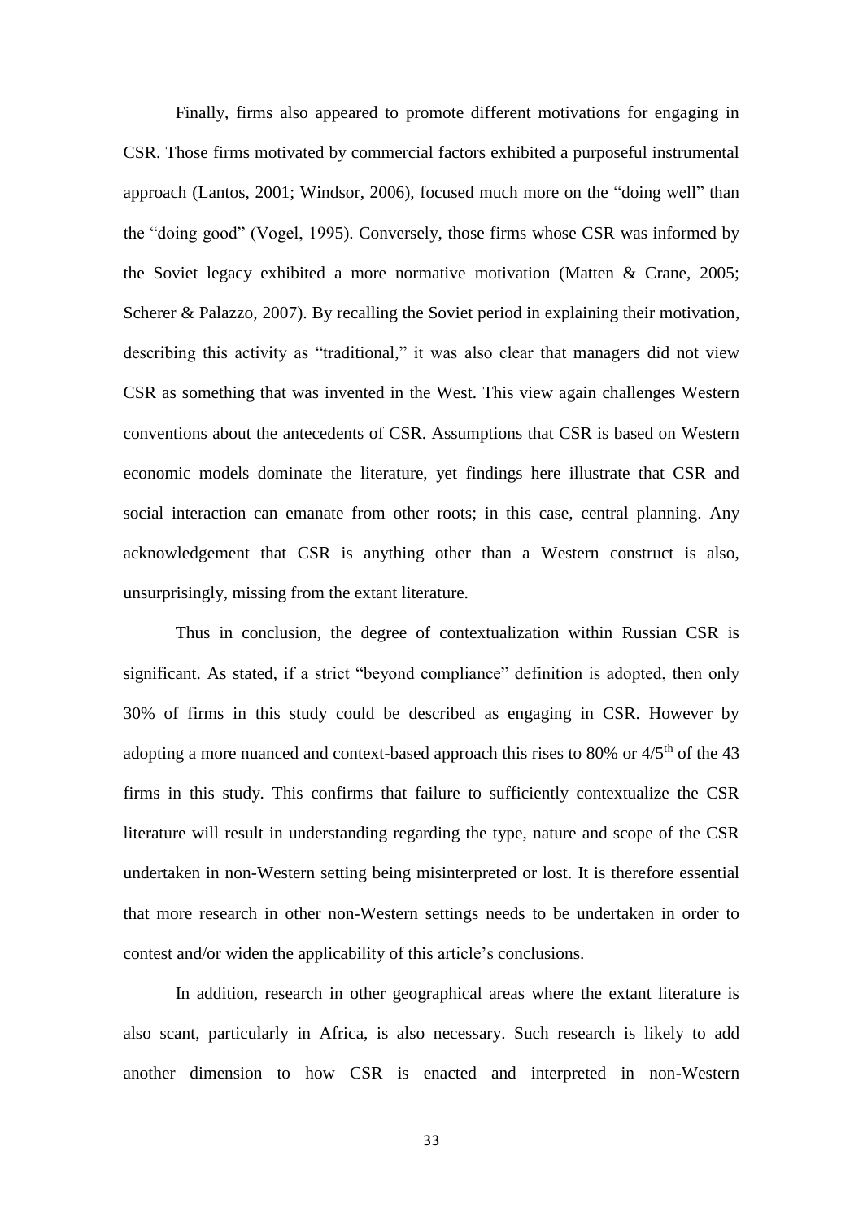Finally, firms also appeared to promote different motivations for engaging in CSR. Those firms motivated by commercial factors exhibited a purposeful instrumental approach (Lantos, 2001; Windsor, 2006), focused much more on the "doing well" than the "doing good" (Vogel, 1995). Conversely, those firms whose CSR was informed by the Soviet legacy exhibited a more normative motivation (Matten & Crane, 2005; Scherer & Palazzo, 2007). By recalling the Soviet period in explaining their motivation, describing this activity as "traditional," it was also clear that managers did not view CSR as something that was invented in the West. This view again challenges Western conventions about the antecedents of CSR. Assumptions that CSR is based on Western economic models dominate the literature, yet findings here illustrate that CSR and social interaction can emanate from other roots; in this case, central planning. Any acknowledgement that CSR is anything other than a Western construct is also, unsurprisingly, missing from the extant literature.

Thus in conclusion, the degree of contextualization within Russian CSR is significant. As stated, if a strict "beyond compliance" definition is adopted, then only 30% of firms in this study could be described as engaging in CSR. However by adopting a more nuanced and context-based approach this rises to 80% or 4/5th of the 43 firms in this study. This confirms that failure to sufficiently contextualize the CSR literature will result in understanding regarding the type, nature and scope of the CSR undertaken in non-Western setting being misinterpreted or lost. It is therefore essential that more research in other non-Western settings needs to be undertaken in order to contest and/or widen the applicability of this article's conclusions.

In addition, research in other geographical areas where the extant literature is also scant, particularly in Africa, is also necessary. Such research is likely to add another dimension to how CSR is enacted and interpreted in non-Western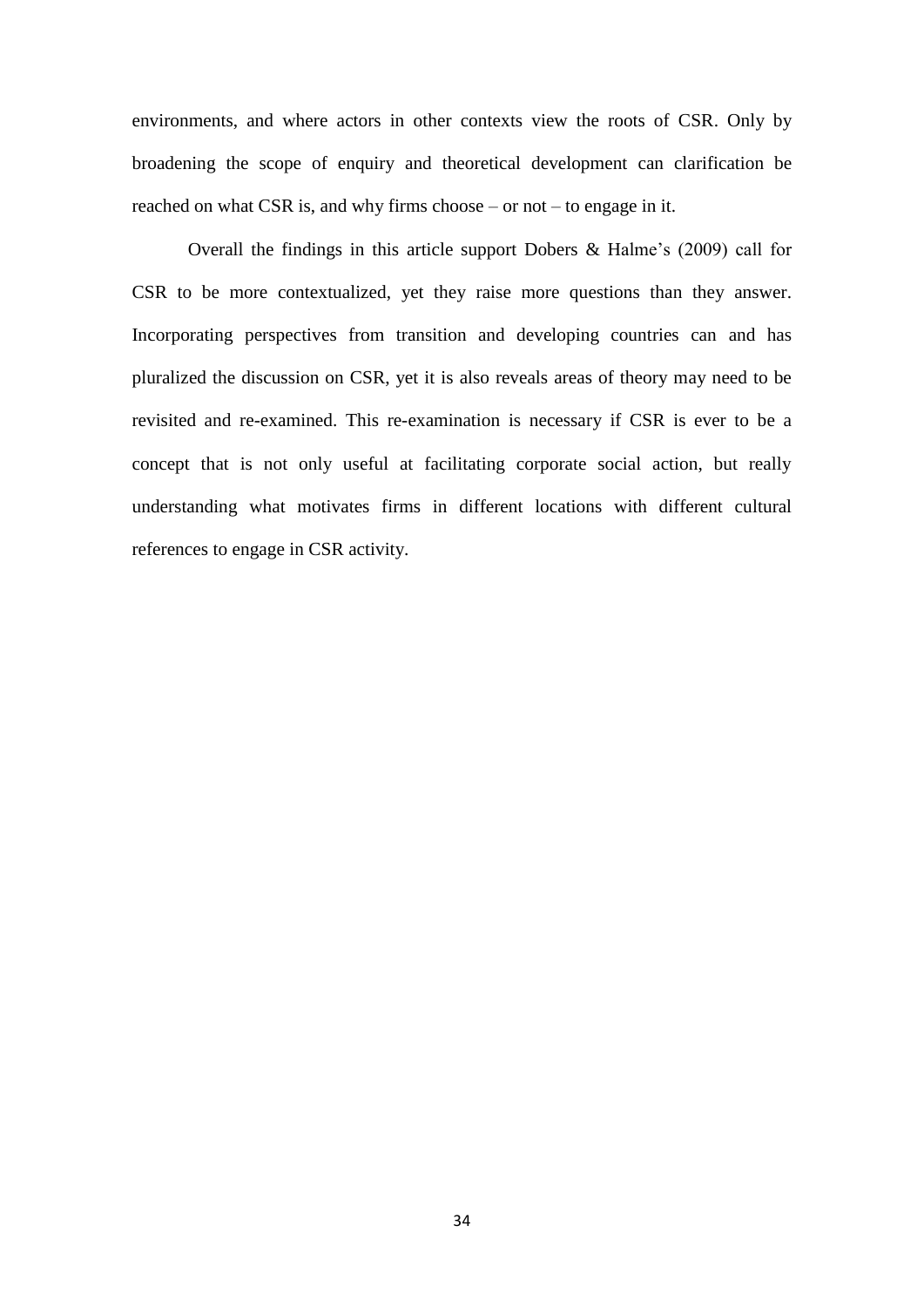environments, and where actors in other contexts view the roots of CSR. Only by broadening the scope of enquiry and theoretical development can clarification be reached on what CSR is, and why firms choose – or not – to engage in it.

Overall the findings in this article support Dobers & Halme's (2009) call for CSR to be more contextualized, yet they raise more questions than they answer. Incorporating perspectives from transition and developing countries can and has pluralized the discussion on CSR, yet it is also reveals areas of theory may need to be revisited and re-examined. This re-examination is necessary if CSR is ever to be a concept that is not only useful at facilitating corporate social action, but really understanding what motivates firms in different locations with different cultural references to engage in CSR activity.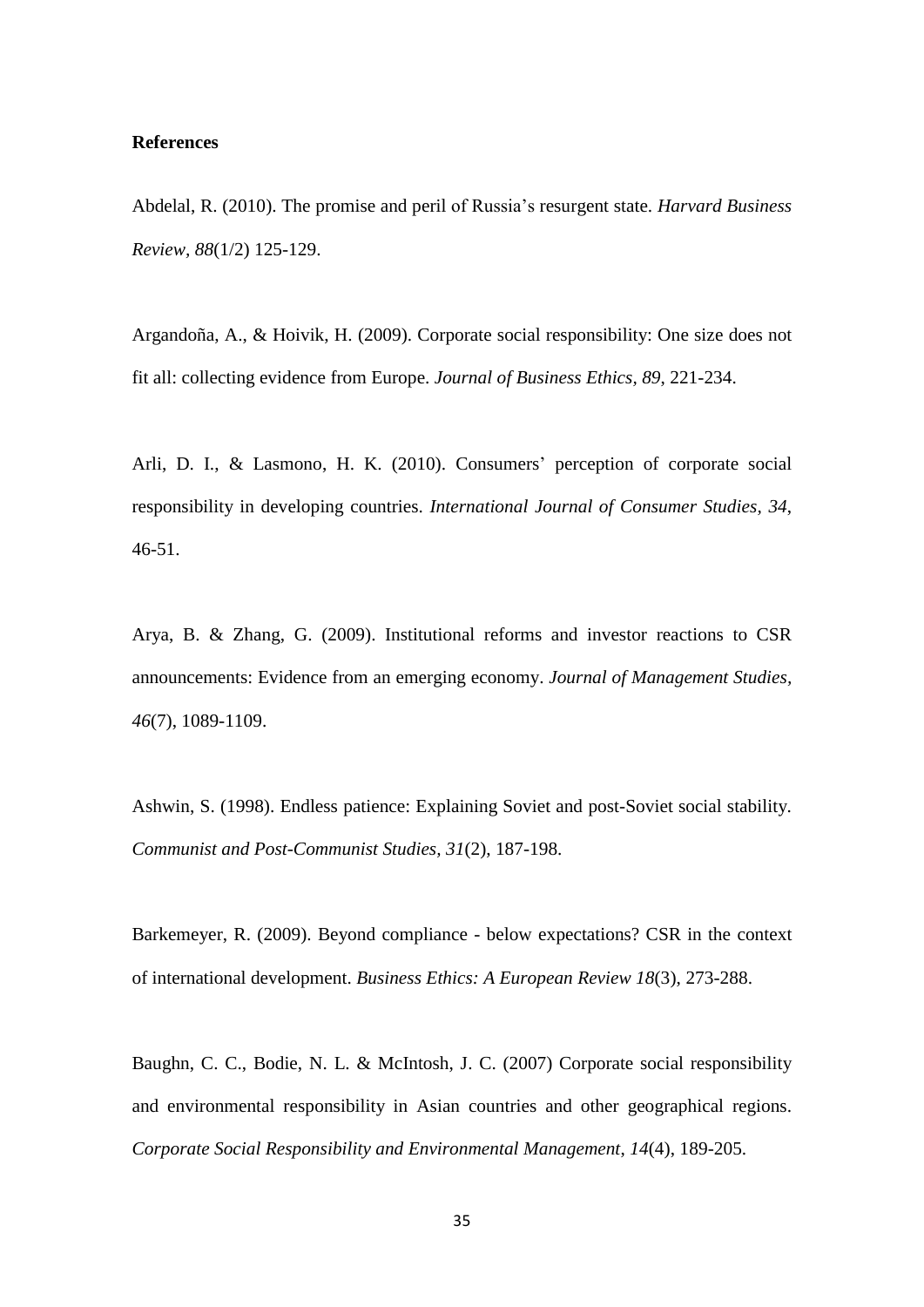**References**

Abdelal, R. (2010). The promise and peril of Russia's resurgent state. *Harvard Business Review, 88*(1/2) 125-129.

Argandoña, A., & Hoivik, H. (2009). Corporate social responsibility: One size does not fit all: collecting evidence from Europe. *Journal of Business Ethics, 89*, 221-234.

Arli, D. I., & Lasmono, H. K. (2010). Consumers' perception of corporate social responsibility in developing countries. *International Journal of Consumer Studies, 34*, 46-51.

Arya, B. & Zhang, G. (2009). Institutional reforms and investor reactions to CSR announcements: Evidence from an emerging economy. *Journal of Management Studies, 46*(7), 1089-1109.

Ashwin, S. (1998). Endless patience: Explaining Soviet and post-Soviet social stability. *Communist and Post-Communist Studies, 31*(2), 187-198.

Barkemeyer, R. (2009). Beyond compliance - below expectations? CSR in the context of international development. *Business Ethics: A European Review 18*(3), 273-288.

Baughn, C. C., Bodie, N. L. & McIntosh, J. C. (2007) Corporate social responsibility and environmental responsibility in Asian countries and other geographical regions. *Corporate Social Responsibility and Environmental Management, 14*(4), 189-205.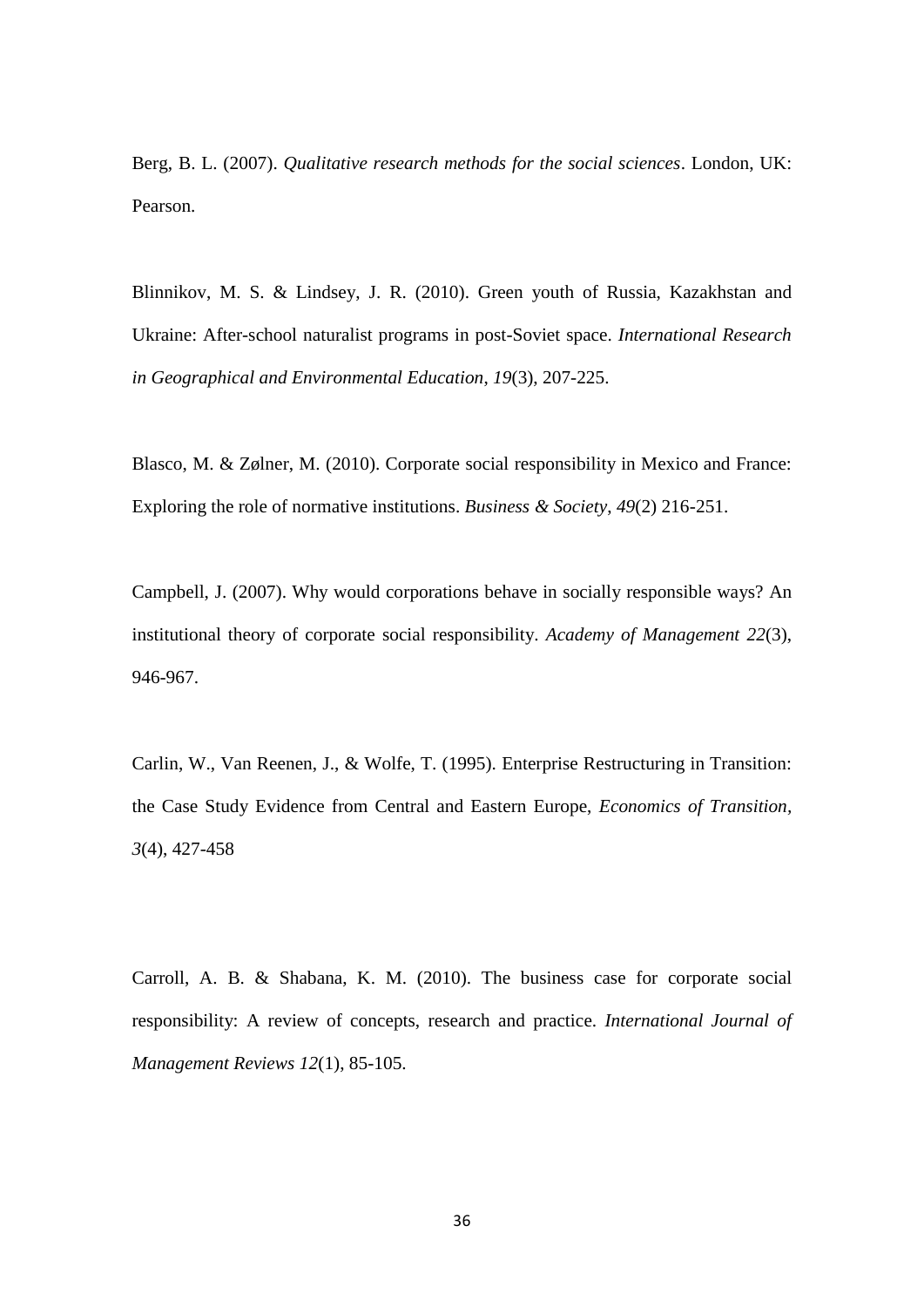Berg, B. L. (2007). *Qualitative research methods for the social sciences*. London, UK: Pearson.

Blinnikov, M. S. & Lindsey, J. R. (2010). Green youth of Russia, Kazakhstan and Ukraine: After-school naturalist programs in post-Soviet space. *International Research in Geographical and Environmental Education*, *19*(3), 207-225.

Blasco, M. & Zølner, M. (2010). Corporate social responsibility in Mexico and France: Exploring the role of normative institutions. *Business & Society*, *49*(2) 216-251.

Campbell, J. (2007). Why would corporations behave in socially responsible ways? An institutional theory of corporate social responsibility. *Academy of Management 22*(3), 946-967.

Carlin, W., Van Reenen, J., & Wolfe, T. (1995). Enterprise Restructuring in Transition: the Case Study Evidence from Central and Eastern Europe, *Economics of Transition*, *3*(4), 427-458

Carroll, A. B. & Shabana, K. M. (2010). The business case for corporate social responsibility: A review of concepts, research and practice. *International Journal of Management Reviews 12*(1), 85-105.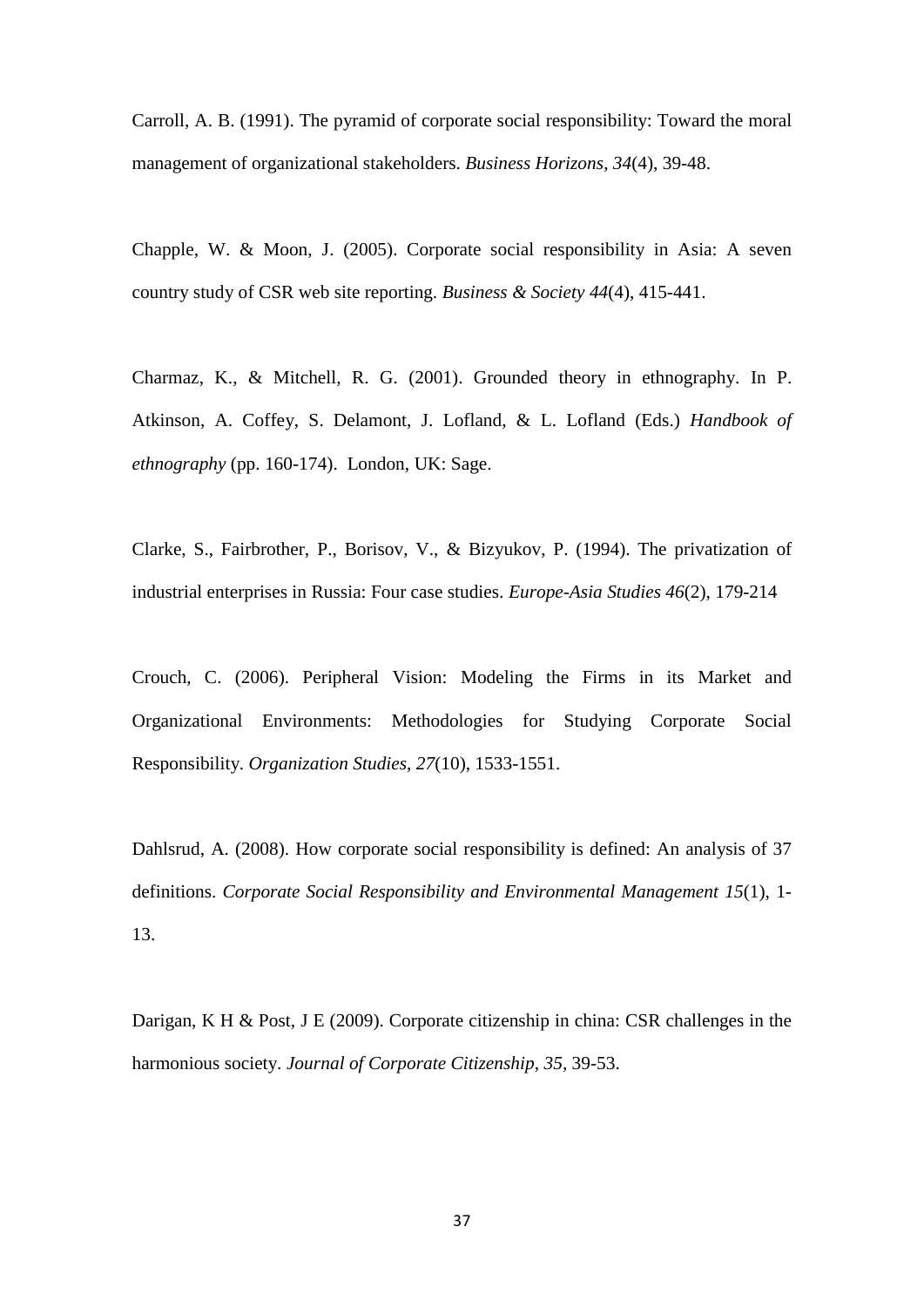Carroll, A. B. (1991). The pyramid of corporate social responsibility: Toward the moral management of organizational stakeholders. *Business Horizons*, *34*(4), 39-48.

Chapple, W. & Moon, J. (2005). Corporate social responsibility in Asia: A seven country study of CSR web site reporting. *Business & Society 44*(4), 415-441.

Charmaz, K., & Mitchell, R. G. (2001). Grounded theory in ethnography. In P. Atkinson, A. Coffey, S. Delamont, J. Lofland, & L. Lofland (Eds.) *Handbook of ethnography* (pp. 160-174). London, UK: Sage.

Clarke, S., Fairbrother, P., Borisov, V., & Bizyukov, P. (1994). The privatization of industrial enterprises in Russia: Four case studies. *Europe-Asia Studies 46*(2), 179-214

Crouch, C. (2006). Peripheral Vision: Modeling the Firms in its Market and Organizational Environments: Methodologies for Studying Corporate Social Responsibility. *Organization Studies*, *27*(10), 1533-1551.

Dahlsrud, A. (2008). How corporate social responsibility is defined: An analysis of 37 definitions. *Corporate Social Responsibility and Environmental Management 15*(1), 1-13.

Darigan, K H & Post, J E (2009). Corporate citizenship in china: CSR challenges in the harmonious society. *Journal of Corporate Citizenship*, *35*, 39-53.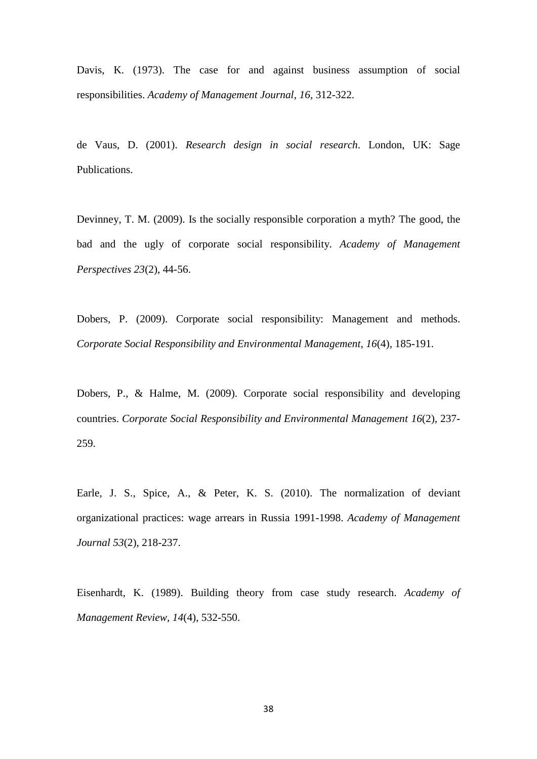Davis, K. (1973). The case for and against business assumption of social responsibilities. *Academy of Management Journal*, *16*, 312-322.

de Vaus, D. (2001). *Research design in social research*. London, UK: Sage Publications.

Devinney, T. M. (2009). Is the socially responsible corporation a myth? The good, the bad and the ugly of corporate social responsibility. *Academy of Management Perspectives 23*(2), 44-56.

Dobers, P. (2009). Corporate social responsibility: Management and methods. *Corporate Social Responsibility and Environmental Management*, *16*(4), 185-191.

Dobers, P., & Halme, M. (2009). Corporate social responsibility and developing countries. *Corporate Social Responsibility and Environmental Management 16*(2), 237-259.

Earle, J. S., Spice, A., & Peter, K. S. (2010). The normalization of deviant organizational practices: wage arrears in Russia 1991-1998. *Academy of Management Journal 53*(2), 218-237.

Eisenhardt, K. (1989). Building theory from case study research. *Academy of Management Review*, *14*(4), 532-550.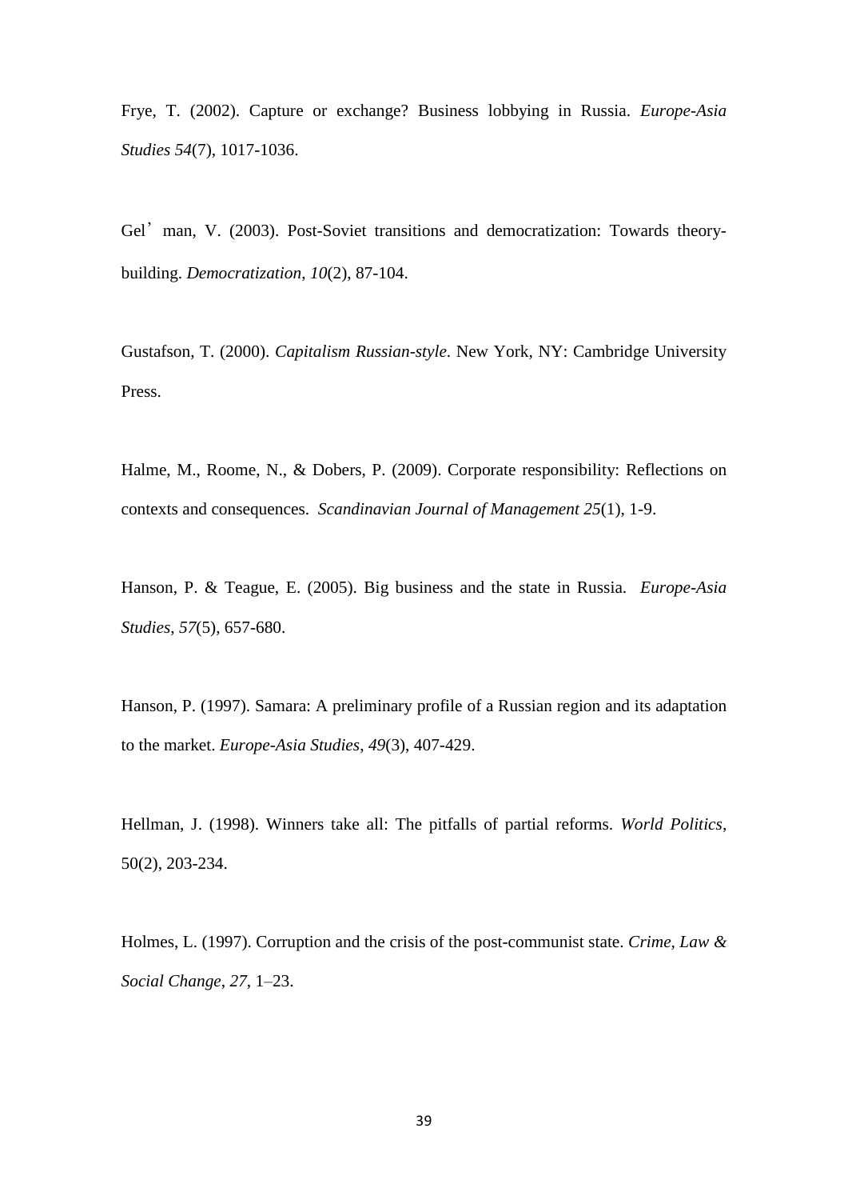Frye, T. (2002). Capture or exchange? Business lobbying in Russia. *Europe-Asia Studies 54*(7), 1017-1036.

Gel'man, V. (2003). Post-Soviet transitions and democratization: Towards theory-building. *Democratization*, *10*(2), 87-104.

Gustafson, T. (2000). *Capitalism Russian-style*. New York, NY: Cambridge University Press.

Halme, M., Roome, N., & Dobers, P. (2009). Corporate responsibility: Reflections on contexts and consequences. *Scandinavian Journal of Management 25*(1), 1-9.

Hanson, P. & Teague, E. (2005). Big business and the state in Russia. *Europe-Asia Studies*, *57*(5), 657-680.

Hanson, P. (1997). Samara: A preliminary profile of a Russian region and its adaptation to the market. *Europe-Asia Studies*, *49*(3), 407-429.

Hellman, J. (1998). Winners take all: The pitfalls of partial reforms. *World Politics*, 50(2), 203-234.

Holmes, L. (1997). Corruption and the crisis of the post-communist state. *Crime, Law & Social Change*, *27*, 1–23.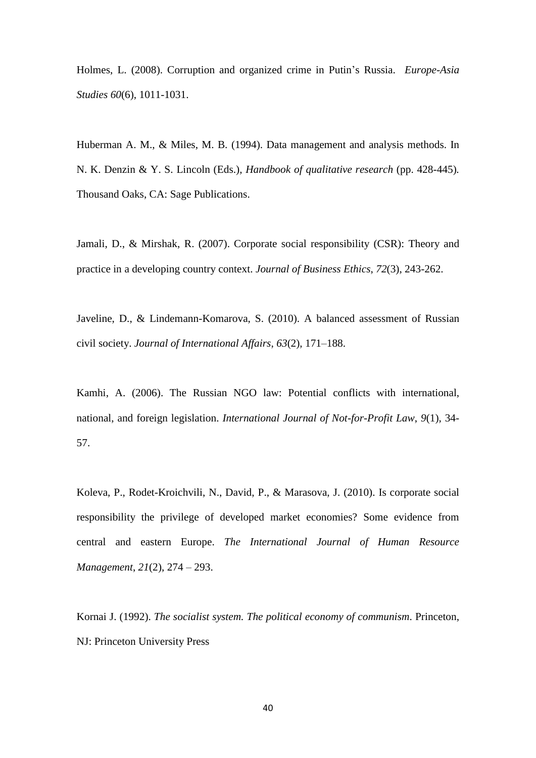Holmes, L. (2008). Corruption and organized crime in Putin's Russia. *Europe-Asia Studies 60*(6), 1011-1031.

Huberman A. M., & Miles, M. B. (1994). Data management and analysis methods. In N. K. Denzin & Y. S. Lincoln (Eds.), *Handbook of qualitative research* (pp. 428-445). Thousand Oaks, CA: Sage Publications.

Jamali, D., & Mirshak, R. (2007). Corporate social responsibility (CSR): Theory and practice in a developing country context. *Journal of Business Ethics*, *72*(3), 243-262.

Javeline, D., & Lindemann-Komarova, S. (2010). A balanced assessment of Russian civil society. *Journal of International Affairs*, *63*(2), 171–188.

Kamhi, A. (2006). The Russian NGO law: Potential conflicts with international, national, and foreign legislation. *International Journal of Not-for-Profit Law*, *9*(1), 34-57.

Koleva, P., Rodet-Kroichvili, N., David, P., & Marasova, J. (2010). Is corporate social responsibility the privilege of developed market economies? Some evidence from central and eastern Europe. *The International Journal of Human Resource Management*, *21*(2), 274 – 293.

Kornai J. (1992). *The socialist system. The political economy of communism*. Princeton, NJ: Princeton University Press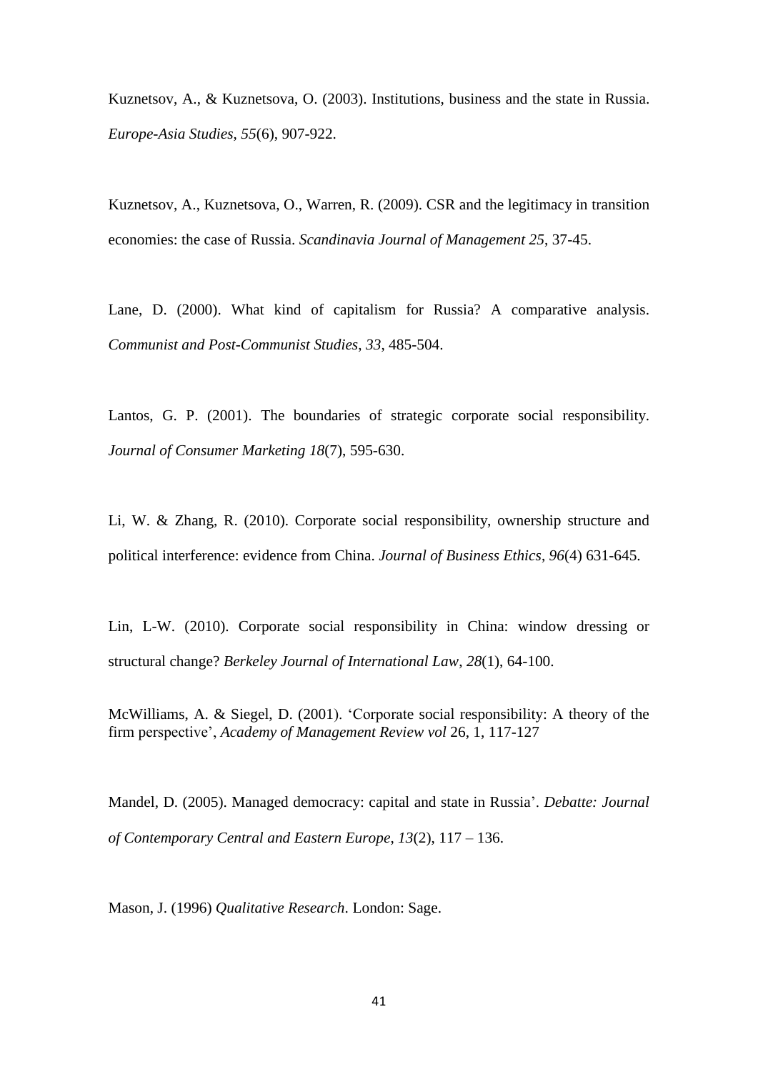Kuznetsov, A., & Kuznetsova, O. (2003). Institutions, business and the state in Russia. *Europe-Asia Studies*, *55*(6), 907-922.

Kuznetsov, A., Kuznetsova, O., Warren, R. (2009). CSR and the legitimacy in transition economies: the case of Russia. *Scandinavia Journal of Management 25*, 37-45.

Lane, D. (2000). What kind of capitalism for Russia? A comparative analysis. *Communist and Post-Communist Studies*, *33*, 485-504.

Lantos, G. P. (2001). The boundaries of strategic corporate social responsibility. *Journal of Consumer Marketing 18*(7), 595-630.

Li, W. & Zhang, R. (2010). Corporate social responsibility, ownership structure and political interference: evidence from China. *Journal of Business Ethics*, *96*(4) 631-645.

Lin, L-W. (2010). Corporate social responsibility in China: window dressing or structural change? *Berkeley Journal of International Law*, *28*(1), 64-100.

McWilliams, A. & Siegel, D. (2001). 'Corporate social responsibility: A theory of the firm perspective', *Academy of Management Review vol* 26, 1, 117-127

Mandel, D. (2005). Managed democracy: capital and state in Russia'. *Debatte: Journal of Contemporary Central and Eastern Europe*, *13*(2), 117 – 136.

Mason, J. (1996) *Qualitative Research*. London: Sage.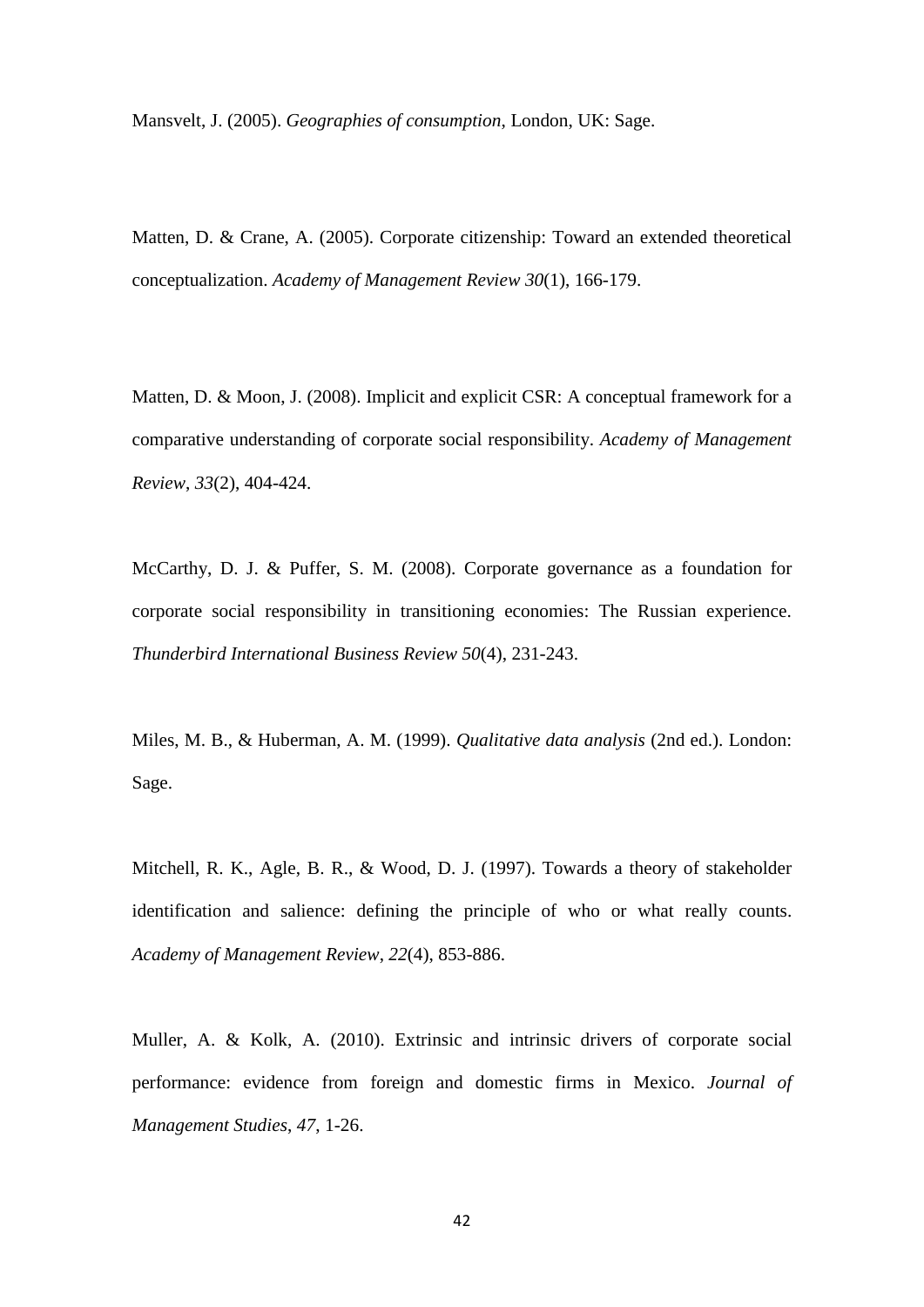Mansvelt, J. (2005). *Geographies of consumption*, London, UK: Sage.

Matten, D. & Crane, A. (2005). Corporate citizenship: Toward an extended theoretical conceptualization. *Academy of Management Review 30*(1), 166-179.

Matten, D. & Moon, J. (2008). Implicit and explicit CSR: A conceptual framework for a comparative understanding of corporate social responsibility. *Academy of Management Review*, *33*(2), 404-424.

McCarthy, D. J. & Puffer, S. M. (2008). Corporate governance as a foundation for corporate social responsibility in transitioning economies: The Russian experience. *Thunderbird International Business Review 50*(4), 231-243.

Miles, M. B., & Huberman, A. M. (1999). *Qualitative data analysis* (2nd ed.). London: Sage.

Mitchell, R. K., Agle, B. R., & Wood, D. J. (1997). Towards a theory of stakeholder identification and salience: defining the principle of who or what really counts. *Academy of Management Review*, *22*(4), 853-886.

Muller, A. & Kolk, A. (2010). Extrinsic and intrinsic drivers of corporate social performance: evidence from foreign and domestic firms in Mexico. *Journal of Management Studies*, *47*, 1-26.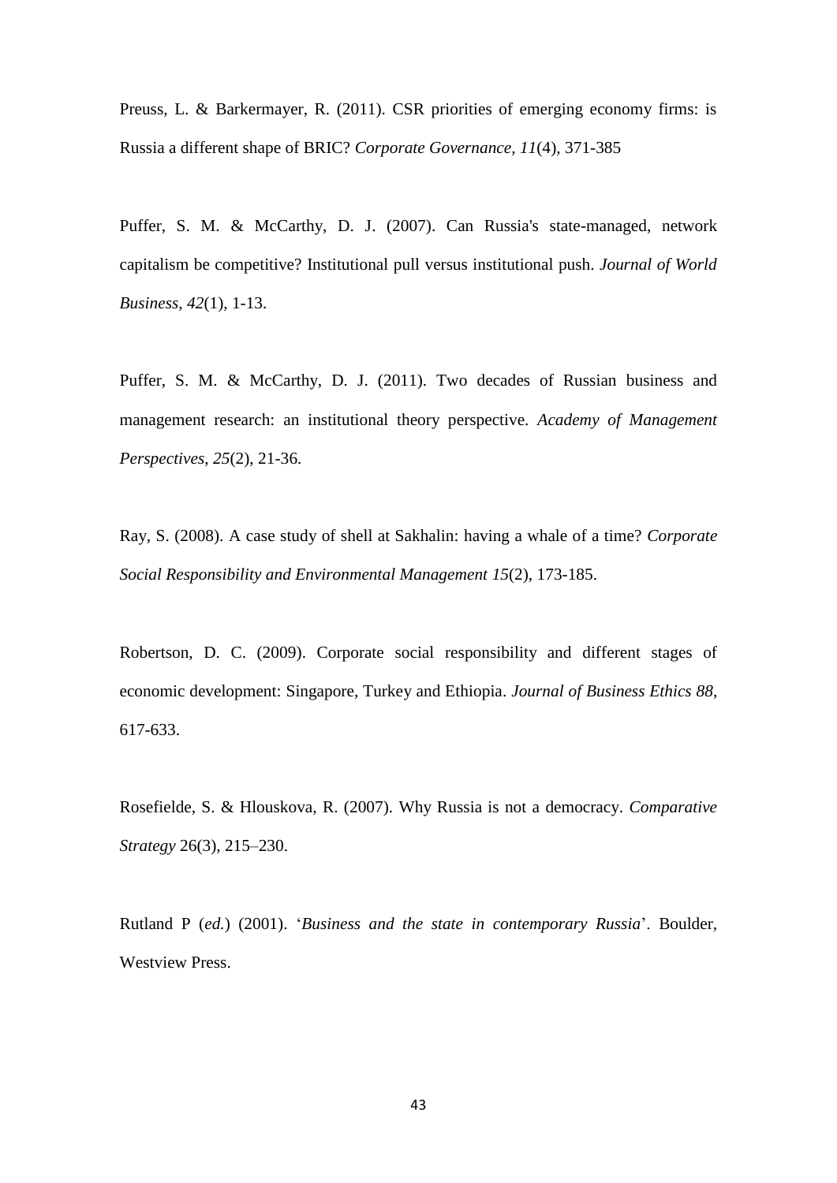Preuss, L. & Barkermayer, R. (2011). CSR priorities of emerging economy firms: is Russia a different shape of BRIC? *Corporate Governance*, *11*(4), 371-385

Puffer, S. M. & McCarthy, D. J. (2007). Can Russia's state-managed, network capitalism be competitive? Institutional pull versus institutional push. *Journal of World Business*, *42*(1), 1-13.

Puffer, S. M. & McCarthy, D. J. (2011). Two decades of Russian business and management research: an institutional theory perspective. *Academy of Management Perspectives*, *25*(2), 21-36.

Ray, S. (2008). A case study of shell at Sakhalin: having a whale of a time? *Corporate Social Responsibility and Environmental Management 15*(2), 173-185.

Robertson, D. C. (2009). Corporate social responsibility and different stages of economic development: Singapore, Turkey and Ethiopia. *Journal of Business Ethics 88*, 617-633.

Rosefielde, S. & Hlouskova, R. (2007). Why Russia is not a democracy. *Comparative Strategy* 26(3), 215–230.

Rutland P (*ed.*) (2001). '*Business and the state in contemporary Russia*'. Boulder, Westview Press.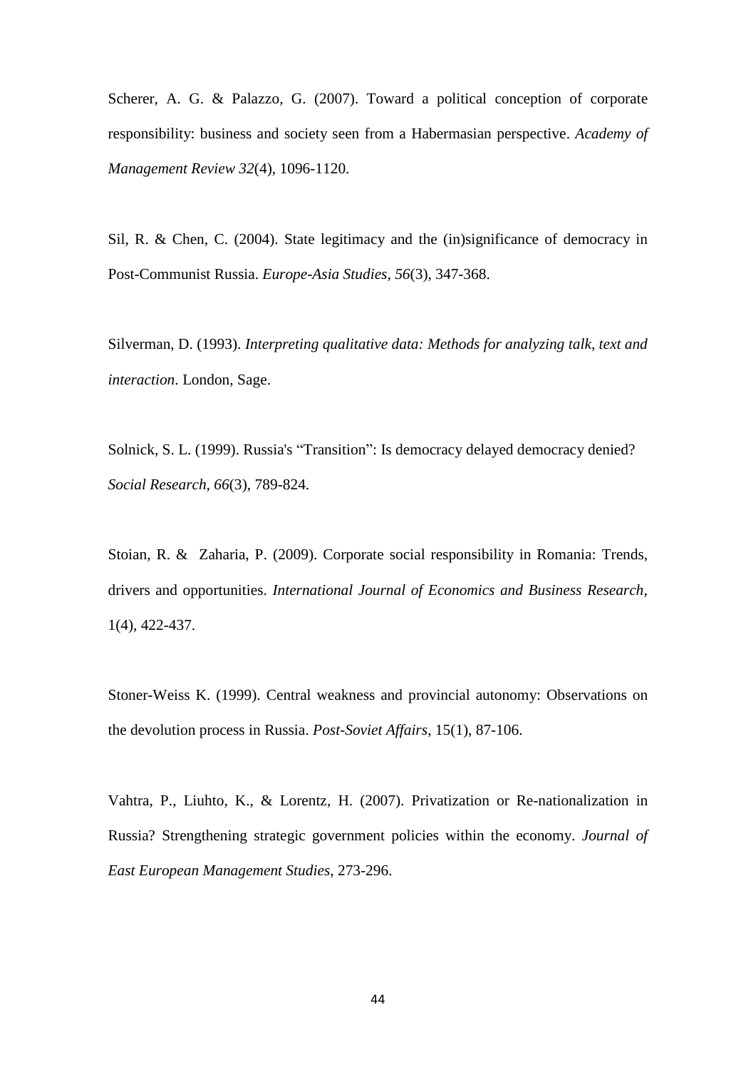Scherer, A. G. & Palazzo, G. (2007). Toward a political conception of corporate responsibility: business and society seen from a Habermasian perspective. *Academy of Management Review 32*(4), 1096-1120.

Sil, R. & Chen, C. (2004). State legitimacy and the (in)significance of democracy in Post-Communist Russia. *Europe-Asia Studies*, *56*(3), 347-368.

Silverman, D. (1993). *Interpreting qualitative data: Methods for analyzing talk, text and interaction*. London, Sage.

Solnick, S. L. (1999). Russia's "Transition": Is democracy delayed democracy denied? *Social Research, 66*(3), 789-824.

Stoian, R. & Zaharia, P. (2009). Corporate social responsibility in Romania: Trends, drivers and opportunities. *International Journal of Economics and Business Research*, 1(4), 422-437.

Stoner-Weiss K. (1999). Central weakness and provincial autonomy: Observations on the devolution process in Russia. *Post-Soviet Affairs*, 15(1), 87-106.

Vahtra, P., Liuhto, K., & Lorentz, H. (2007). Privatization or Re-nationalization in Russia? Strengthening strategic government policies within the economy. *Journal of East European Management Studies*, 273-296.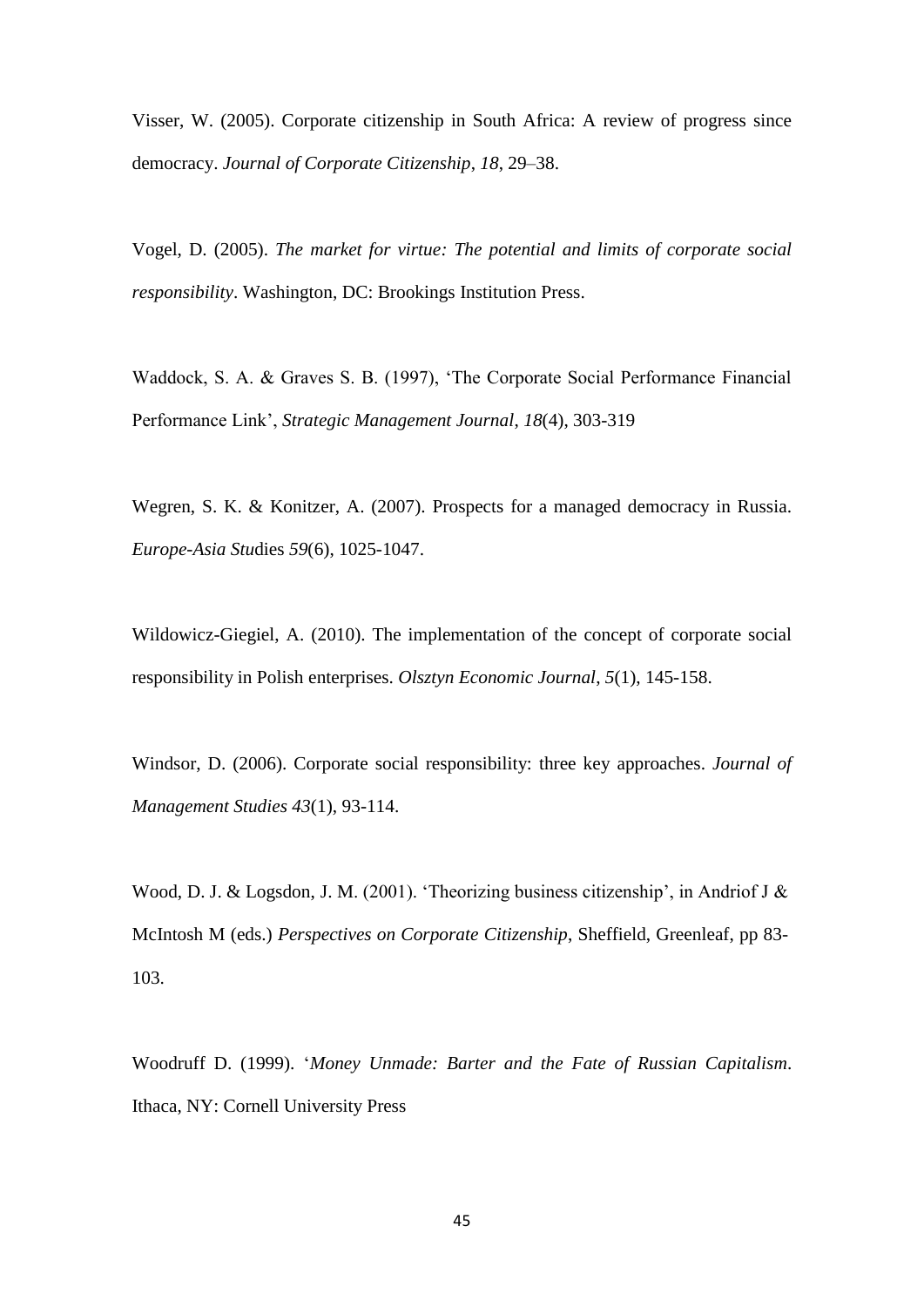Visser, W. (2005). Corporate citizenship in South Africa: A review of progress since democracy. *Journal of Corporate Citizenship*, *18*, 29–38.

Vogel, D. (2005). *The market for virtue: The potential and limits of corporate social responsibility*. Washington, DC: Brookings Institution Press.

Waddock, S. A. & Graves S. B. (1997), 'The Corporate Social Performance Financial Performance Link', *Strategic Management Journal*, *18*(4), 303-319

Wegren, S. K. & Konitzer, A. (2007). Prospects for a managed democracy in Russia. *Europe-Asia Stud*ies *59*(6), 1025-1047.

Wildowicz-Giegiel, A. (2010). The implementation of the concept of corporate social responsibility in Polish enterprises. *Olsztyn Economic Journal*, *5*(1), 145-158.

Windsor, D. (2006). Corporate social responsibility: three key approaches. *Journal of Management Studies 43*(1), 93-114.

Wood, D. J. & Logsdon, J. M. (2001). 'Theorizing business citizenship', in Andriof J & McIntosh M (eds.) *Perspectives on Corporate Citizenship*, Sheffield, Greenleaf, pp 83-103.

Woodruff D. (1999). '*Money Unmade: Barter and the Fate of Russian Capitalism*. Ithaca, NY: Cornell University Press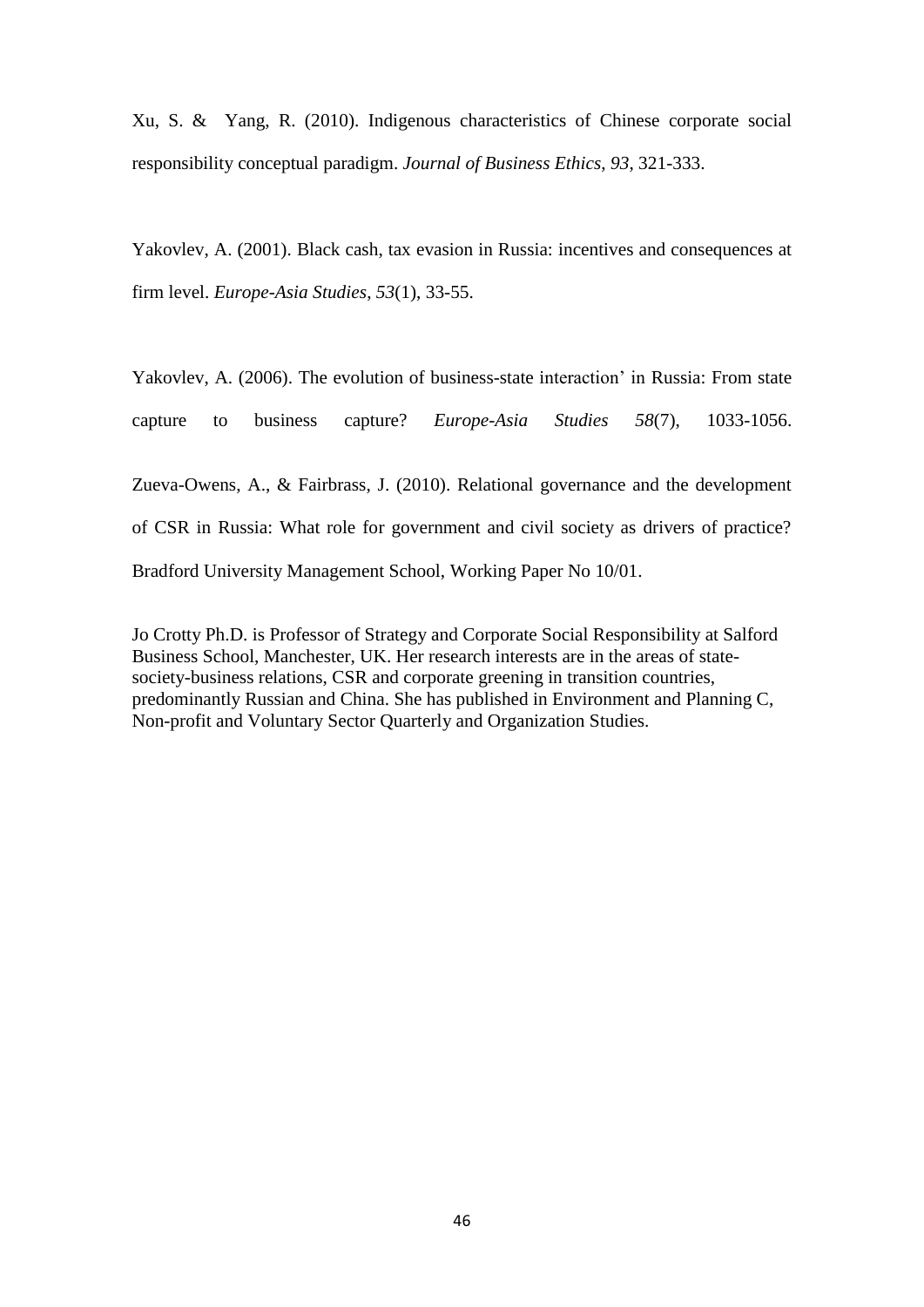Xu, S. & Yang, R. (2010). Indigenous characteristics of Chinese corporate social responsibility conceptual paradigm. *Journal of Business Ethics*, *93*, 321-333.

Yakovlev, A. (2001). Black cash, tax evasion in Russia: incentives and consequences at firm level. *Europe-Asia Studies*, *53*(1), 33-55.

Yakovlev, A. (2006). The evolution of business-state interaction' in Russia: From state capture to business capture? *Europe-Asia Studies* *58*(7), 1033-1056.

Zueva-Owens, A., & Fairbrass, J. (2010). Relational governance and the development of CSR in Russia: What role for government and civil society as drivers of practice? Bradford University Management School, Working Paper No 10/01.

Jo Crotty Ph.D. is Professor of Strategy and Corporate Social Responsibility at Salford Business School, Manchester, UK. Her research interests are in the areas of state-society-business relations, CSR and corporate greening in transition countries, predominantly Russian and China. She has published in Environment and Planning C, Non-profit and Voluntary Sector Quarterly and Organization Studies.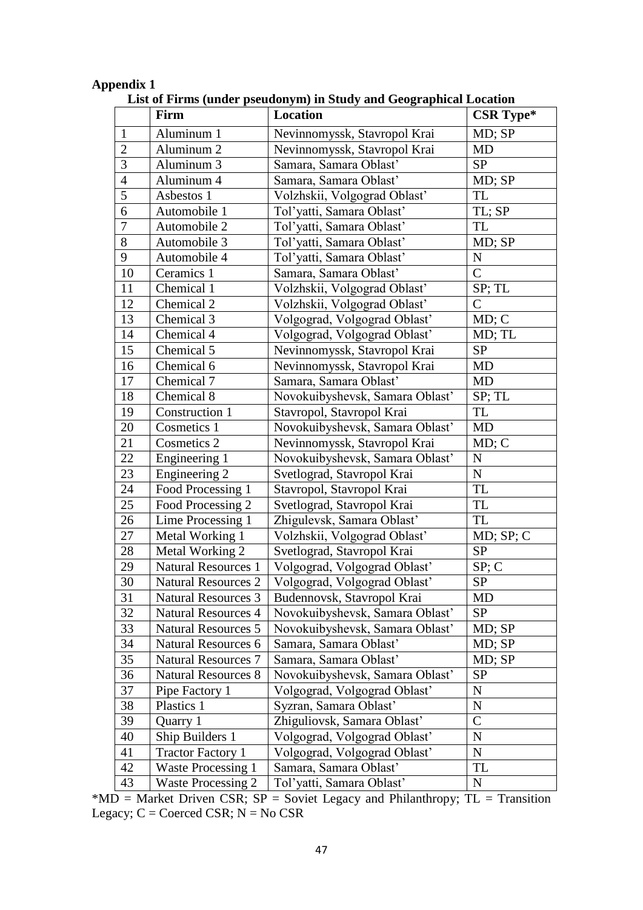**Appendix 1**

**List of Firms (under pseudonym) in Study and Geographical Location**

| | Firm | Location | CSR Type* |
|---|---|---|---|
| 1 | Aluminum 1 | Nevinnomyssk, Stavropol Krai | MD; SP |
| 2 | Aluminum 2 | Nevinnomyssk, Stavropol Krai | MD |
| 3 | Aluminum 3 | Samara, Samara Oblast’ | SP |
| 4 | Aluminum 4 | Samara, Samara Oblast’ | MD; SP |
| 5 | Asbestos 1 | Volzhskii, Volgograd Oblast’ | TL |
| 6 | Automobile 1 | Tol’yatti, Samara Oblast’ | TL; SP |
| 7 | Automobile 2 | Tol’yatti, Samara Oblast’ | TL |
| 8 | Automobile 3 | Tol’yatti, Samara Oblast’ | MD; SP |
| 9 | Automobile 4 | Tol’yatti, Samara Oblast’ | N |
| 10 | Ceramics 1 | Samara, Samara Oblast’ | C |
| 11 | Chemical 1 | Volzhskii, Volgograd Oblast’ | SP; TL |
| 12 | Chemical 2 | Volzhskii, Volgograd Oblast’ | C |
| 13 | Chemical 3 | Volgograd, Volgograd Oblast’ | MD; C |
| 14 | Chemical 4 | Volgograd, Volgograd Oblast’ | MD; TL |
| 15 | Chemical 5 | Nevinnomyssk, Stavropol Krai | SP |
| 16 | Chemical 6 | Nevinnomyssk, Stavropol Krai | MD |
| 17 | Chemical 7 | Samara, Samara Oblast’ | MD |
| 18 | Chemical 8 | Novokuibyshevsk, Samara Oblast’ | SP; TL |
| 19 | Construction 1 | Stavropol, Stavropol Krai | TL |
| 20 | Cosmetics 1 | Novokuibyshevsk, Samara Oblast’ | MD |
| 21 | Cosmetics 2 | Nevinnomyssk, Stavropol Krai | MD; C |
| 22 | Engineering 1 | Novokuibyshevsk, Samara Oblast’ | N |
| 23 | Engineering 2 | Svetlograd, Stavropol Krai | N |
| 24 | Food Processing 1 | Stavropol, Stavropol Krai | TL |
| 25 | Food Processing 2 | Svetlograd, Stavropol Krai | TL |
| 26 | Lime Processing 1 | Zhigulevsk, Samara Oblast’ | TL |
| 27 | Metal Working 1 | Volzhskii, Volgograd Oblast’ | MD; SP; C |
| 28 | Metal Working 2 | Svetlograd, Stavropol Krai | SP |
| 29 | Natural Resources 1 | Volgograd, Volgograd Oblast’ | SP; C |
| 30 | Natural Resources 2 | Volgograd, Volgograd Oblast’ | SP |
| 31 | Natural Resources 3 | Budennovsk, Stavropol Krai | MD |
| 32 | Natural Resources 4 | Novokuibyshevsk, Samara Oblast’ | SP |
| 33 | Natural Resources 5 | Novokuibyshevsk, Samara Oblast’ | MD; SP |
| 34 | Natural Resources 6 | Samara, Samara Oblast’ | MD; SP |
| 35 | Natural Resources 7 | Samara, Samara Oblast’ | MD; SP |
| 36 | Natural Resources 8 | Novokuibyshevsk, Samara Oblast’ | SP |
| 37 | Pipe Factory 1 | Volgograd, Volgograd Oblast’ | N |
| 38 | Plastics 1 | Syzran, Samara Oblast’ | N |
| 39 | Quarry 1 | Zhiguliovsk, Samara Oblast’ | C |
| 40 | Ship Builders 1 | Volgograd, Volgograd Oblast’ | N |
| 41 | Tractor Factory 1 | Volgograd, Volgograd Oblast’ | N |
| 42 | Waste Processing 1 | Samara, Samara Oblast’ | TL |
| 43 | Waste Processing 2 | Tol’yatti, Samara Oblast’ | N |

*MD = Market Driven CSR; SP = Soviet Legacy and Philanthropy; TL = Transition Legacy; C = Coerced CSR; N = No CSR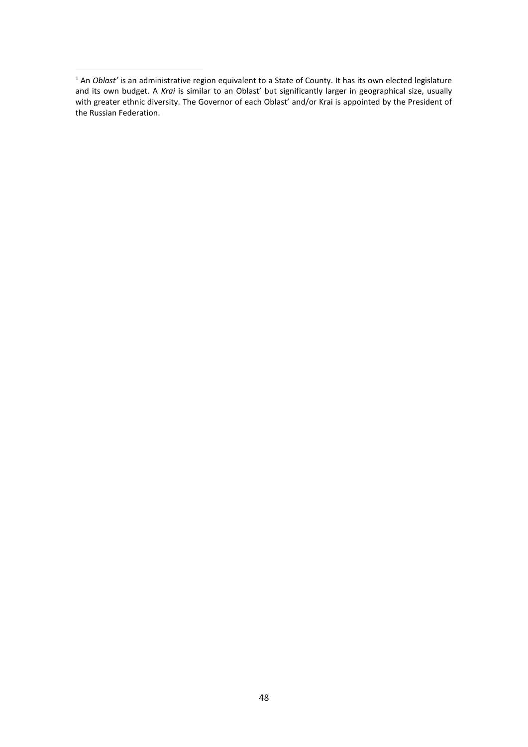[1] An *Oblast'* is an administrative region equivalent to a State of County. It has its own elected legislature and its own budget. A *Krai* is similar to an Oblast' but significantly larger in geographical size, usually with greater ethnic diversity. The Governor of each Oblast' and/or Krai is appointed by the President of the Russian Federation.